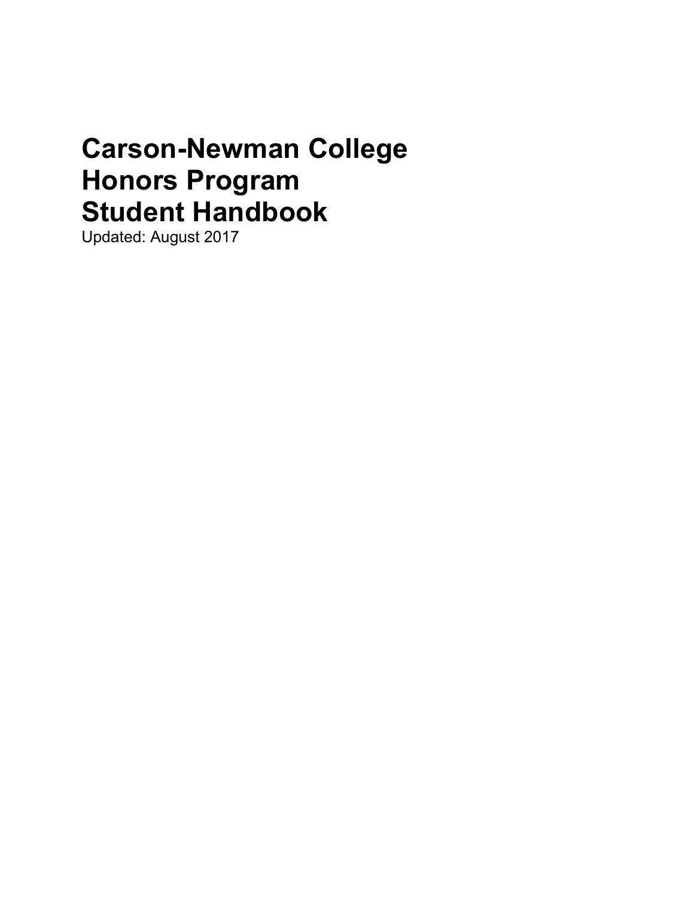# Carson-Newman College
# Honors Program
# Student Handbook

Updated: August 2017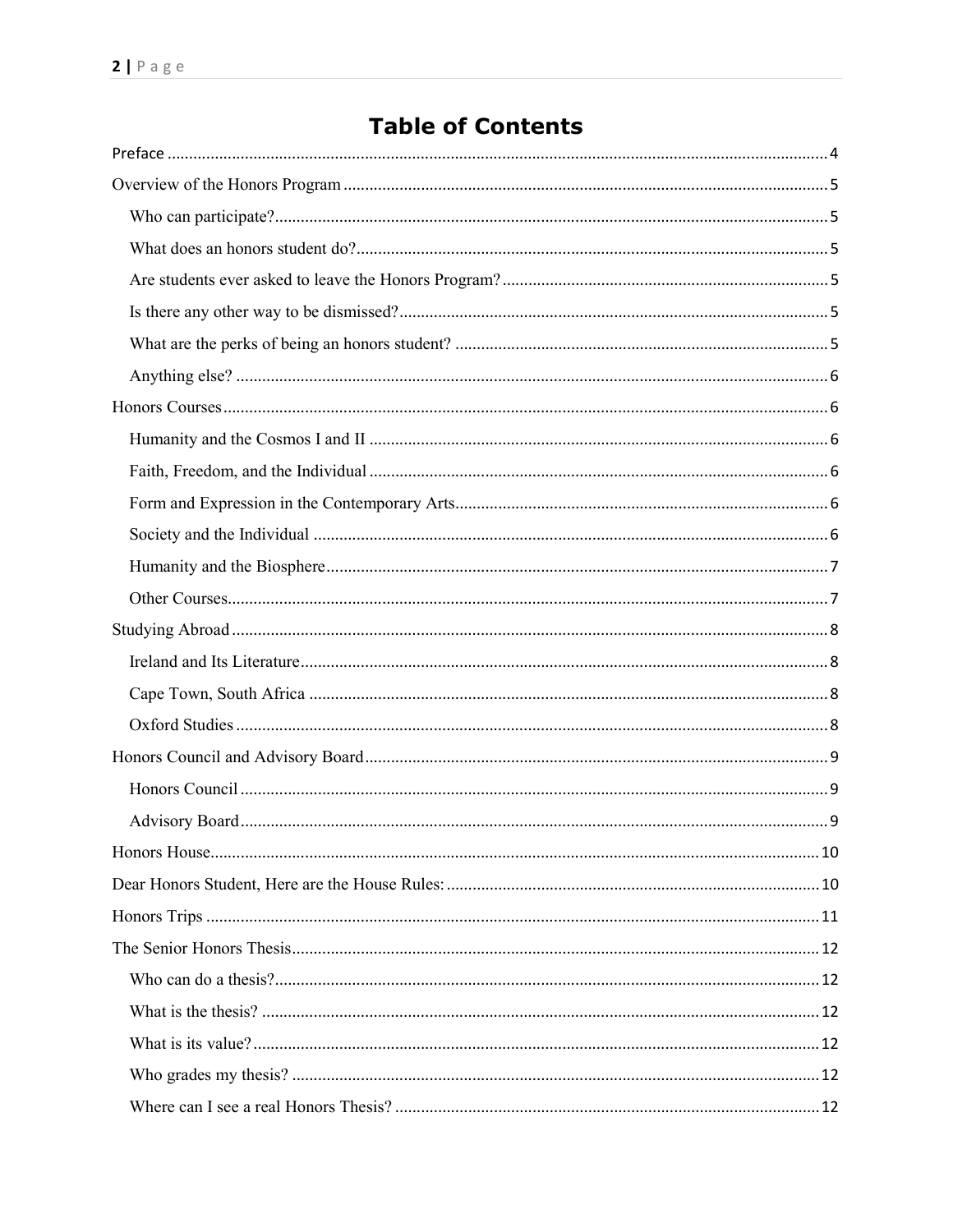# Table of Contents

- Preface ..... 4
- Overview of the Honors Program ..... 5
  - Who can participate? ..... 5
  - What does an honors student do? ..... 5
  - Are students ever asked to leave the Honors Program? ..... 5
  - Is there any other way to be dismissed? ..... 5
  - What are the perks of being an honors student? ..... 5
  - Anything else? ..... 6
- Honors Courses ..... 6
  - Humanity and the Cosmos I and II ..... 6
  - Faith, Freedom, and the Individual ..... 6
  - Form and Expression in the Contemporary Arts ..... 6
  - Society and the Individual ..... 6
  - Humanity and the Biosphere ..... 7
  - Other Courses ..... 7
- Studying Abroad ..... 8
  - Ireland and Its Literature ..... 8
  - Cape Town, South Africa ..... 8
  - Oxford Studies ..... 8
- Honors Council and Advisory Board ..... 9
  - Honors Council ..... 9
  - Advisory Board ..... 9
- Honors House ..... 10
- Dear Honors Student, Here are the House Rules: ..... 10
- Honors Trips ..... 11
- The Senior Honors Thesis ..... 12
  - Who can do a thesis? ..... 12
  - What is the thesis? ..... 12
  - What is its value? ..... 12
  - Who grades my thesis? ..... 12
  - Where can I see a real Honors Thesis? ..... 12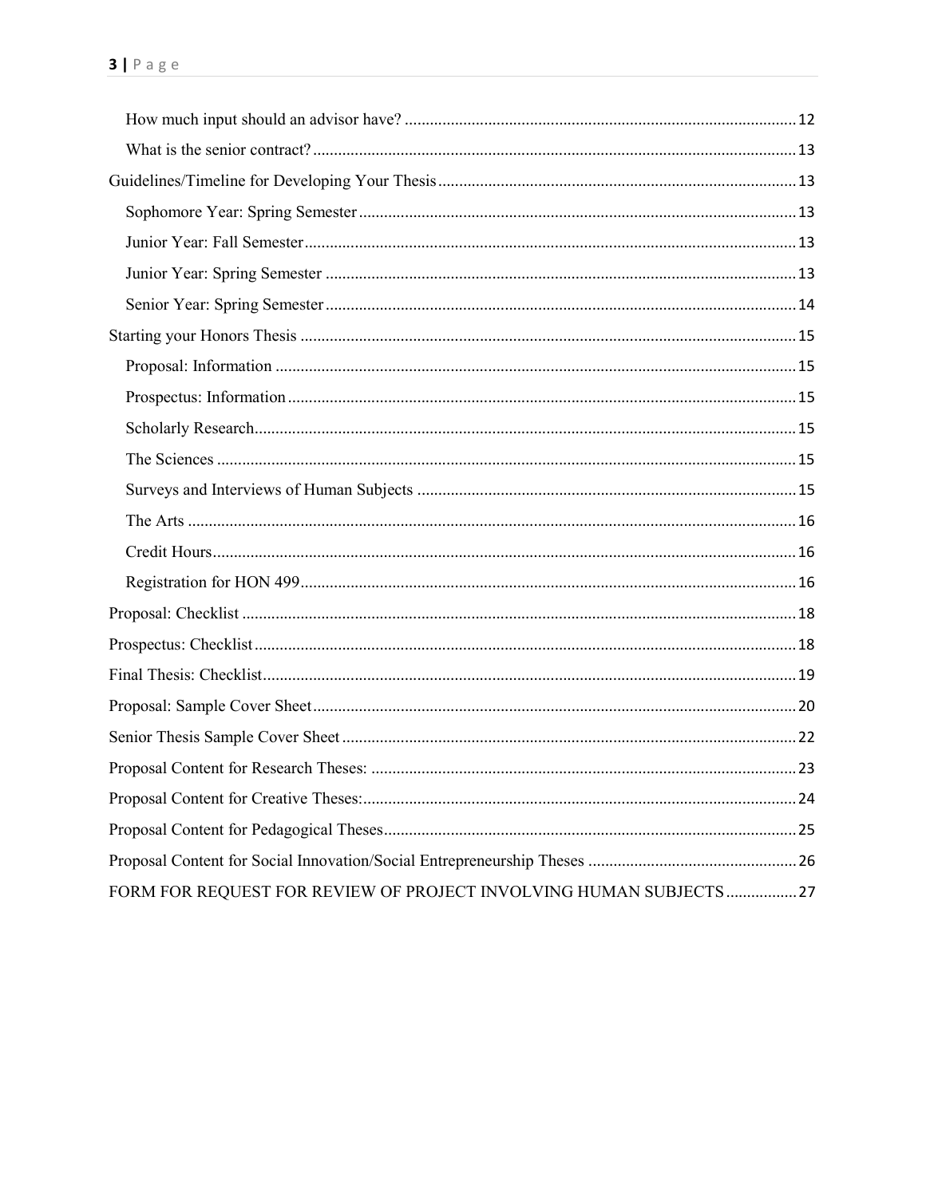How much input should an advisor have? ..... 12

What is the senior contract? ..... 13

Guidelines/Timeline for Developing Your Thesis ..... 13

Sophomore Year: Spring Semester ..... 13

Junior Year: Fall Semester ..... 13

Junior Year: Spring Semester ..... 13

Senior Year: Spring Semester ..... 14

Starting your Honors Thesis ..... 15

Proposal: Information ..... 15

Prospectus: Information ..... 15

Scholarly Research ..... 15

The Sciences ..... 15

Surveys and Interviews of Human Subjects ..... 15

The Arts ..... 16

Credit Hours ..... 16

Registration for HON 499 ..... 16

Proposal: Checklist ..... 18

Prospectus: Checklist ..... 18

Final Thesis: Checklist ..... 19

Proposal: Sample Cover Sheet ..... 20

Senior Thesis Sample Cover Sheet ..... 22

Proposal Content for Research Theses: ..... 23

Proposal Content for Creative Theses: ..... 24

Proposal Content for Pedagogical Theses ..... 25

Proposal Content for Social Innovation/Social Entrepreneurship Theses ..... 26

FORM FOR REQUEST FOR REVIEW OF PROJECT INVOLVING HUMAN SUBJECTS ..... 27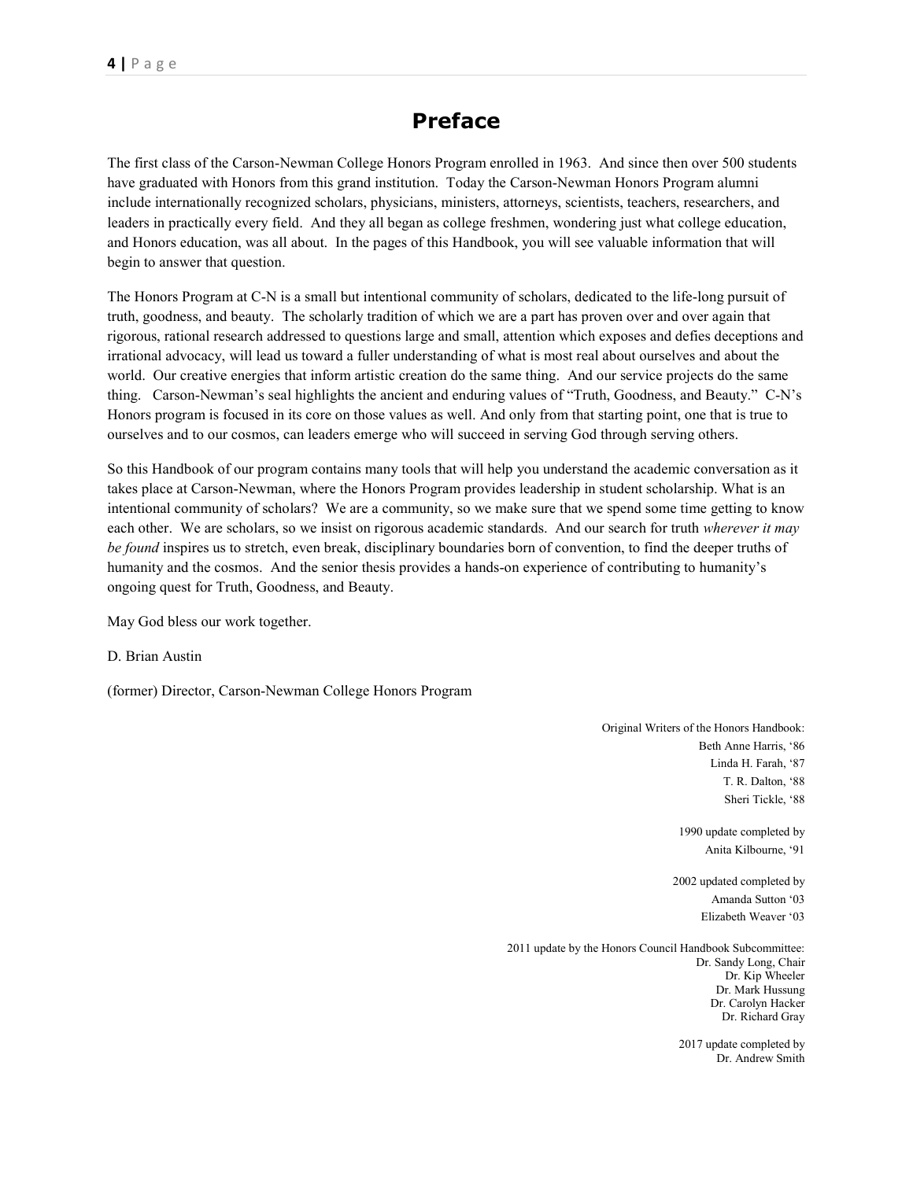# Preface

The first class of the Carson-Newman College Honors Program enrolled in 1963. And since then over 500 students have graduated with Honors from this grand institution. Today the Carson-Newman Honors Program alumni include internationally recognized scholars, physicians, ministers, attorneys, scientists, teachers, researchers, and leaders in practically every field. And they all began as college freshmen, wondering just what college education, and Honors education, was all about. In the pages of this Handbook, you will see valuable information that will begin to answer that question.

The Honors Program at C-N is a small but intentional community of scholars, dedicated to the life-long pursuit of truth, goodness, and beauty. The scholarly tradition of which we are a part has proven over and over again that rigorous, rational research addressed to questions large and small, attention which exposes and defies deceptions and irrational advocacy, will lead us toward a fuller understanding of what is most real about ourselves and about the world. Our creative energies that inform artistic creation do the same thing. And our service projects do the same thing. Carson-Newman's seal highlights the ancient and enduring values of "Truth, Goodness, and Beauty." C-N's Honors program is focused in its core on those values as well. And only from that starting point, one that is true to ourselves and to our cosmos, can leaders emerge who will succeed in serving God through serving others.

So this Handbook of our program contains many tools that will help you understand the academic conversation as it takes place at Carson-Newman, where the Honors Program provides leadership in student scholarship. What is an intentional community of scholars? We are a community, so we make sure that we spend some time getting to know each other. We are scholars, so we insist on rigorous academic standards. And our search for truth *wherever it may be found* inspires us to stretch, even break, disciplinary boundaries born of convention, to find the deeper truths of humanity and the cosmos. And the senior thesis provides a hands-on experience of contributing to humanity's ongoing quest for Truth, Goodness, and Beauty.

May God bless our work together.

D. Brian Austin

(former) Director, Carson-Newman College Honors Program

Original Writers of the Honors Handbook:
Beth Anne Harris, '86
Linda H. Farah, '87
T. R. Dalton, '88
Sheri Tickle, '88

1990 update completed by
Anita Kilbourne, '91

2002 updated completed by
Amanda Sutton '03
Elizabeth Weaver '03

2011 update by the Honors Council Handbook Subcommittee:
Dr. Sandy Long, Chair
Dr. Kip Wheeler
Dr. Mark Hussung
Dr. Carolyn Hacker
Dr. Richard Gray

2017 update completed by
Dr. Andrew Smith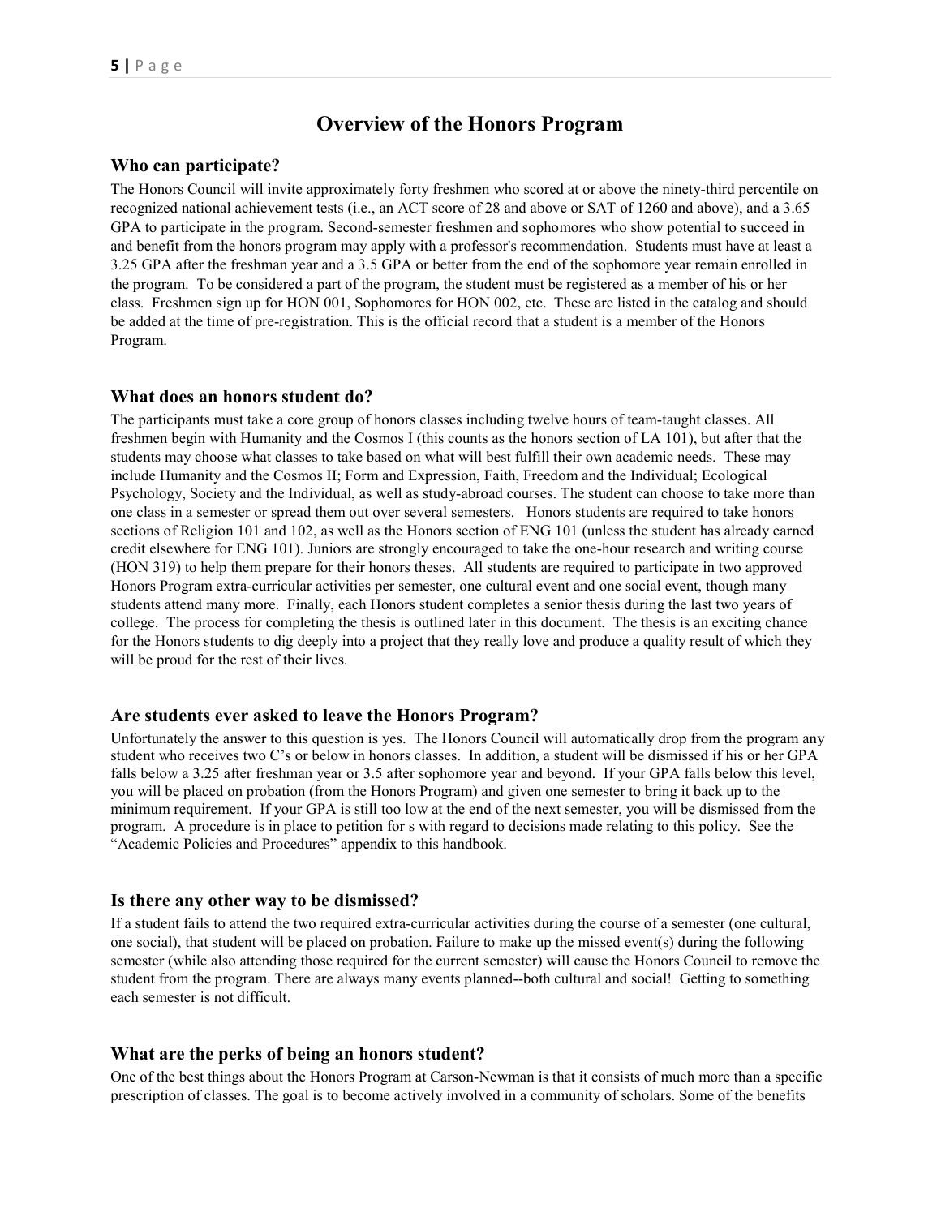# Overview of the Honors Program

## Who can participate?

The Honors Council will invite approximately forty freshmen who scored at or above the ninety-third percentile on recognized national achievement tests (i.e., an ACT score of 28 and above or SAT of 1260 and above), and a 3.65 GPA to participate in the program. Second-semester freshmen and sophomores who show potential to succeed in and benefit from the honors program may apply with a professor's recommendation. Students must have at least a 3.25 GPA after the freshman year and a 3.5 GPA or better from the end of the sophomore year remain enrolled in the program. To be considered a part of the program, the student must be registered as a member of his or her class. Freshmen sign up for HON 001, Sophomores for HON 002, etc. These are listed in the catalog and should be added at the time of pre-registration. This is the official record that a student is a member of the Honors Program.

## What does an honors student do?

The participants must take a core group of honors classes including twelve hours of team-taught classes. All freshmen begin with Humanity and the Cosmos I (this counts as the honors section of LA 101), but after that the students may choose what classes to take based on what will best fulfill their own academic needs. These may include Humanity and the Cosmos II; Form and Expression, Faith, Freedom and the Individual; Ecological Psychology, Society and the Individual, as well as study-abroad courses. The student can choose to take more than one class in a semester or spread them out over several semesters. Honors students are required to take honors sections of Religion 101 and 102, as well as the Honors section of ENG 101 (unless the student has already earned credit elsewhere for ENG 101). Juniors are strongly encouraged to take the one-hour research and writing course (HON 319) to help them prepare for their honors theses. All students are required to participate in two approved Honors Program extra-curricular activities per semester, one cultural event and one social event, though many students attend many more. Finally, each Honors student completes a senior thesis during the last two years of college. The process for completing the thesis is outlined later in this document. The thesis is an exciting chance for the Honors students to dig deeply into a project that they really love and produce a quality result of which they will be proud for the rest of their lives.

## Are students ever asked to leave the Honors Program?

Unfortunately the answer to this question is yes. The Honors Council will automatically drop from the program any student who receives two C's or below in honors classes. In addition, a student will be dismissed if his or her GPA falls below a 3.25 after freshman year or 3.5 after sophomore year and beyond. If your GPA falls below this level, you will be placed on probation (from the Honors Program) and given one semester to bring it back up to the minimum requirement. If your GPA is still too low at the end of the next semester, you will be dismissed from the program. A procedure is in place to petition for s with regard to decisions made relating to this policy. See the "Academic Policies and Procedures" appendix to this handbook.

## Is there any other way to be dismissed?

If a student fails to attend the two required extra-curricular activities during the course of a semester (one cultural, one social), that student will be placed on probation. Failure to make up the missed event(s) during the following semester (while also attending those required for the current semester) will cause the Honors Council to remove the student from the program. There are always many events planned--both cultural and social! Getting to something each semester is not difficult.

## What are the perks of being an honors student?

One of the best things about the Honors Program at Carson-Newman is that it consists of much more than a specific prescription of classes. The goal is to become actively involved in a community of scholars. Some of the benefits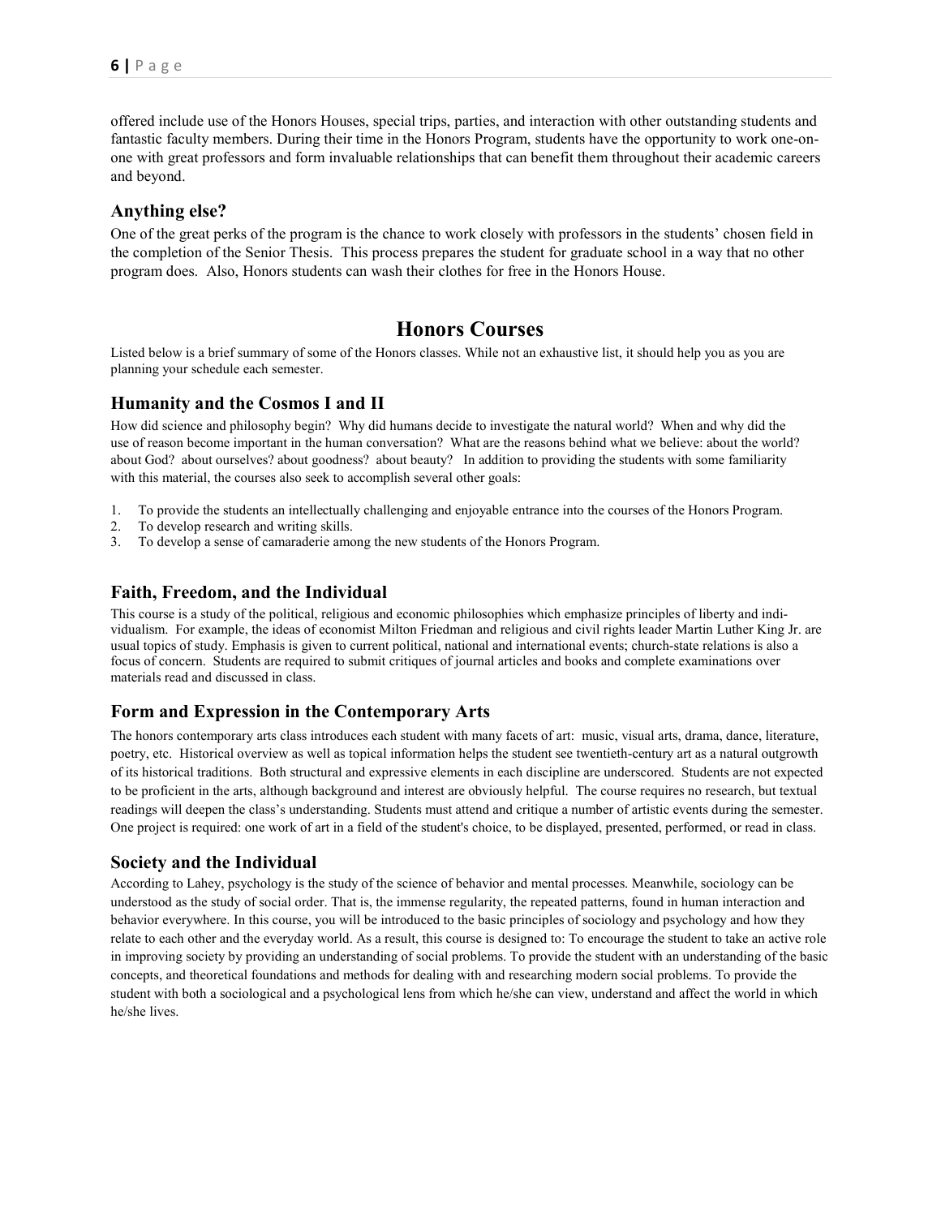offered include use of the Honors Houses, special trips, parties, and interaction with other outstanding students and fantastic faculty members. During their time in the Honors Program, students have the opportunity to work one-on-one with great professors and form invaluable relationships that can benefit them throughout their academic careers and beyond.

### Anything else?

One of the great perks of the program is the chance to work closely with professors in the students' chosen field in the completion of the Senior Thesis. This process prepares the student for graduate school in a way that no other program does. Also, Honors students can wash their clothes for free in the Honors House.

## Honors Courses

Listed below is a brief summary of some of the Honors classes. While not an exhaustive list, it should help you as you are planning your schedule each semester.

### Humanity and the Cosmos I and II

How did science and philosophy begin? Why did humans decide to investigate the natural world? When and why did the use of reason become important in the human conversation? What are the reasons behind what we believe: about the world? about God? about ourselves? about goodness? about beauty? In addition to providing the students with some familiarity with this material, the courses also seek to accomplish several other goals:

1. To provide the students an intellectually challenging and enjoyable entrance into the courses of the Honors Program.
2. To develop research and writing skills.
3. To develop a sense of camaraderie among the new students of the Honors Program.

### Faith, Freedom, and the Individual

This course is a study of the political, religious and economic philosophies which emphasize principles of liberty and individualism. For example, the ideas of economist Milton Friedman and religious and civil rights leader Martin Luther King Jr. are usual topics of study. Emphasis is given to current political, national and international events; church-state relations is also a focus of concern. Students are required to submit critiques of journal articles and books and complete examinations over materials read and discussed in class.

### Form and Expression in the Contemporary Arts

The honors contemporary arts class introduces each student with many facets of art: music, visual arts, drama, dance, literature, poetry, etc. Historical overview as well as topical information helps the student see twentieth-century art as a natural outgrowth of its historical traditions. Both structural and expressive elements in each discipline are underscored. Students are not expected to be proficient in the arts, although background and interest are obviously helpful. The course requires no research, but textual readings will deepen the class's understanding. Students must attend and critique a number of artistic events during the semester. One project is required: one work of art in a field of the student's choice, to be displayed, presented, performed, or read in class.

### Society and the Individual

According to Lahey, psychology is the study of the science of behavior and mental processes. Meanwhile, sociology can be understood as the study of social order. That is, the immense regularity, the repeated patterns, found in human interaction and behavior everywhere. In this course, you will be introduced to the basic principles of sociology and psychology and how they relate to each other and the everyday world. As a result, this course is designed to: To encourage the student to take an active role in improving society by providing an understanding of social problems. To provide the student with an understanding of the basic concepts, and theoretical foundations and methods for dealing with and researching modern social problems. To provide the student with both a sociological and a psychological lens from which he/she can view, understand and affect the world in which he/she lives.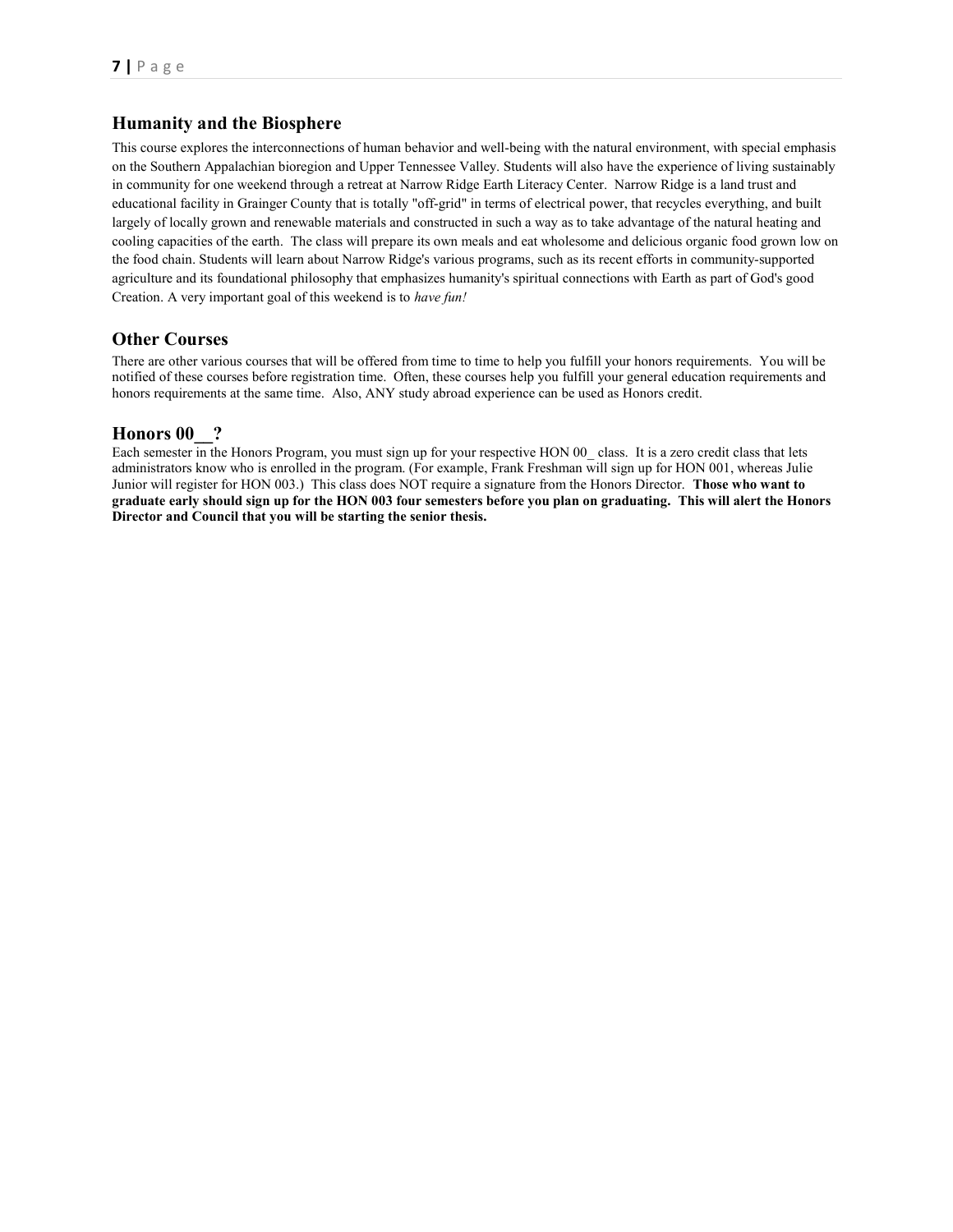## Humanity and the Biosphere

This course explores the interconnections of human behavior and well-being with the natural environment, with special emphasis on the Southern Appalachian bioregion and Upper Tennessee Valley. Students will also have the experience of living sustainably in community for one weekend through a retreat at Narrow Ridge Earth Literacy Center. Narrow Ridge is a land trust and educational facility in Grainger County that is totally "off-grid" in terms of electrical power, that recycles everything, and built largely of locally grown and renewable materials and constructed in such a way as to take advantage of the natural heating and cooling capacities of the earth. The class will prepare its own meals and eat wholesome and delicious organic food grown low on the food chain. Students will learn about Narrow Ridge's various programs, such as its recent efforts in community-supported agriculture and its foundational philosophy that emphasizes humanity's spiritual connections with Earth as part of God's good Creation. A very important goal of this weekend is to *have fun!*

## Other Courses

There are other various courses that will be offered from time to time to help you fulfill your honors requirements. You will be notified of these courses before registration time. Often, these courses help you fulfill your general education requirements and honors requirements at the same time. Also, ANY study abroad experience can be used as Honors credit.

## Honors 00__?

Each semester in the Honors Program, you must sign up for your respective HON 00_ class. It is a zero credit class that lets administrators know who is enrolled in the program. (For example, Frank Freshman will sign up for HON 001, whereas Julie Junior will register for HON 003.) This class does NOT require a signature from the Honors Director. **Those who want to graduate early should sign up for the HON 003 four semesters before you plan on graduating. This will alert the Honors Director and Council that you will be starting the senior thesis.**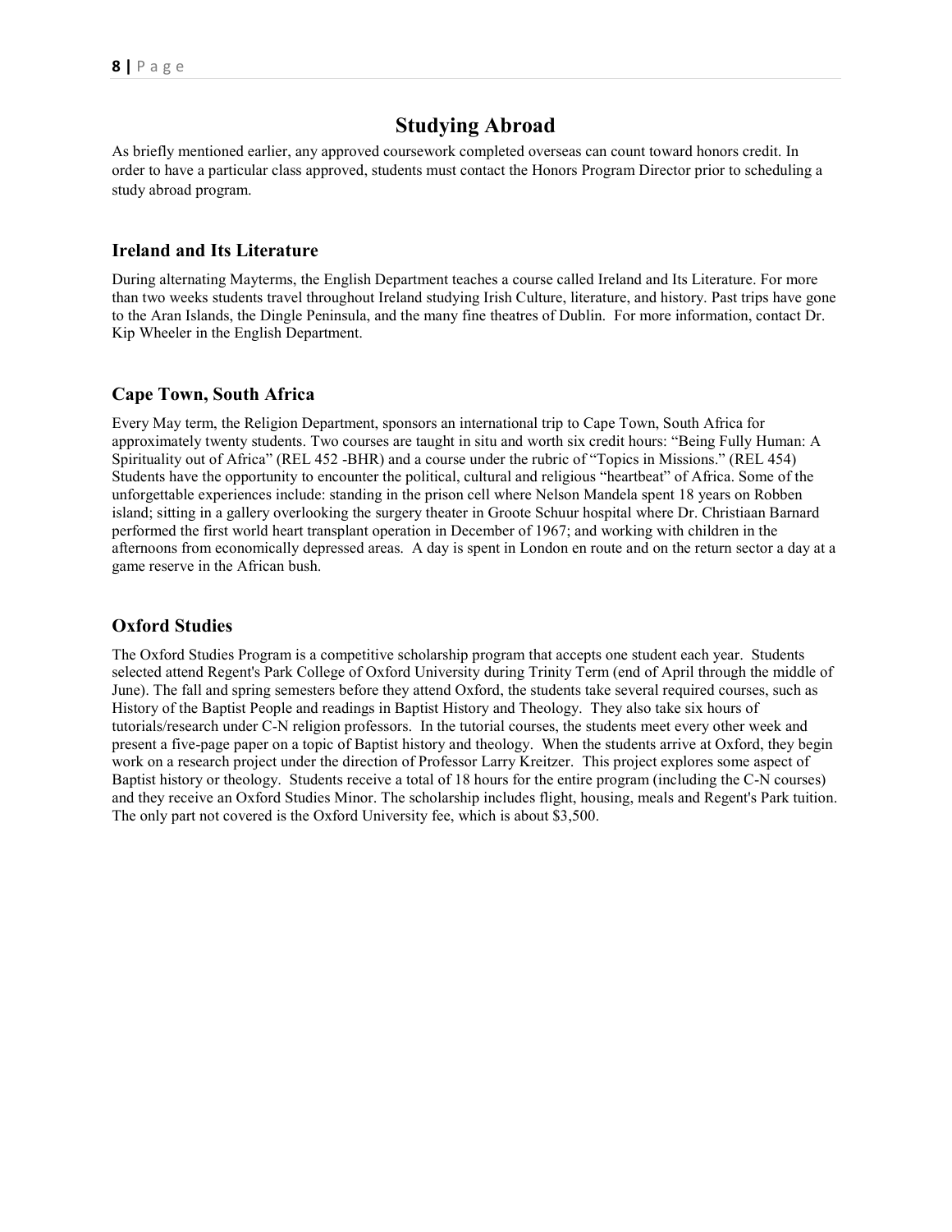# Studying Abroad

As briefly mentioned earlier, any approved coursework completed overseas can count toward honors credit. In order to have a particular class approved, students must contact the Honors Program Director prior to scheduling a study abroad program.

## Ireland and Its Literature

During alternating Mayterms, the English Department teaches a course called Ireland and Its Literature. For more than two weeks students travel throughout Ireland studying Irish Culture, literature, and history. Past trips have gone to the Aran Islands, the Dingle Peninsula, and the many fine theatres of Dublin. For more information, contact Dr. Kip Wheeler in the English Department.

## Cape Town, South Africa

Every May term, the Religion Department, sponsors an international trip to Cape Town, South Africa for approximately twenty students. Two courses are taught in situ and worth six credit hours: "Being Fully Human: A Spirituality out of Africa" (REL 452 -BHR) and a course under the rubric of "Topics in Missions." (REL 454) Students have the opportunity to encounter the political, cultural and religious "heartbeat" of Africa. Some of the unforgettable experiences include: standing in the prison cell where Nelson Mandela spent 18 years on Robben island; sitting in a gallery overlooking the surgery theater in Groote Schuur hospital where Dr. Christiaan Barnard performed the first world heart transplant operation in December of 1967; and working with children in the afternoons from economically depressed areas. A day is spent in London en route and on the return sector a day at a game reserve in the African bush.

## Oxford Studies

The Oxford Studies Program is a competitive scholarship program that accepts one student each year. Students selected attend Regent's Park College of Oxford University during Trinity Term (end of April through the middle of June). The fall and spring semesters before they attend Oxford, the students take several required courses, such as History of the Baptist People and readings in Baptist History and Theology. They also take six hours of tutorials/research under C-N religion professors. In the tutorial courses, the students meet every other week and present a five-page paper on a topic of Baptist history and theology. When the students arrive at Oxford, they begin work on a research project under the direction of Professor Larry Kreitzer. This project explores some aspect of Baptist history or theology. Students receive a total of 18 hours for the entire program (including the C-N courses) and they receive an Oxford Studies Minor. The scholarship includes flight, housing, meals and Regent's Park tuition. The only part not covered is the Oxford University fee, which is about $3,500.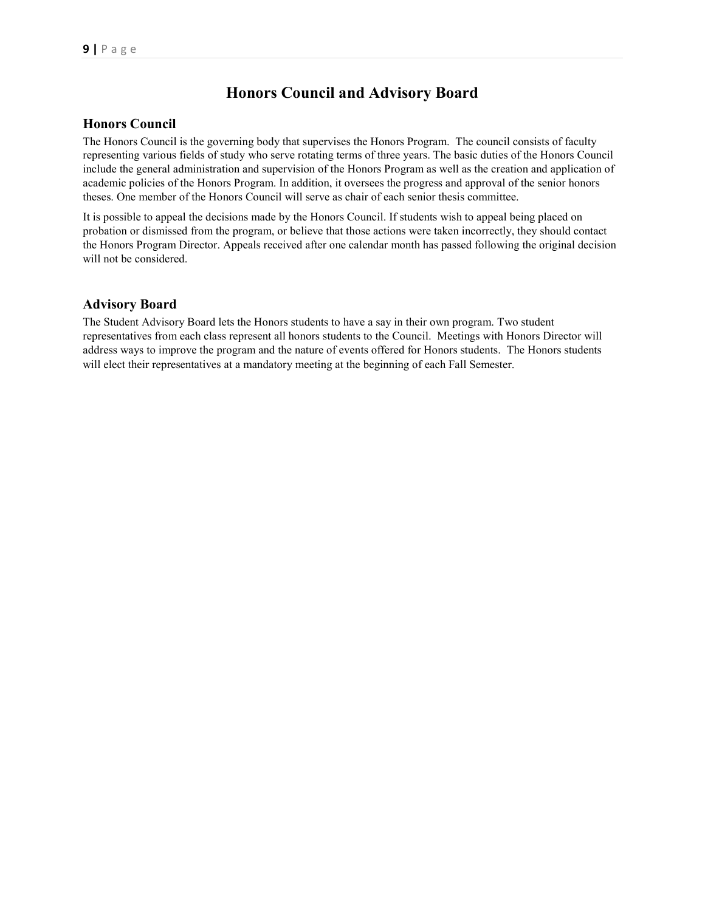# Honors Council and Advisory Board

## Honors Council

The Honors Council is the governing body that supervises the Honors Program. The council consists of faculty representing various fields of study who serve rotating terms of three years. The basic duties of the Honors Council include the general administration and supervision of the Honors Program as well as the creation and application of academic policies of the Honors Program. In addition, it oversees the progress and approval of the senior honors theses. One member of the Honors Council will serve as chair of each senior thesis committee.

It is possible to appeal the decisions made by the Honors Council. If students wish to appeal being placed on probation or dismissed from the program, or believe that those actions were taken incorrectly, they should contact the Honors Program Director. Appeals received after one calendar month has passed following the original decision will not be considered.

## Advisory Board

The Student Advisory Board lets the Honors students to have a say in their own program. Two student representatives from each class represent all honors students to the Council. Meetings with Honors Director will address ways to improve the program and the nature of events offered for Honors students. The Honors students will elect their representatives at a mandatory meeting at the beginning of each Fall Semester.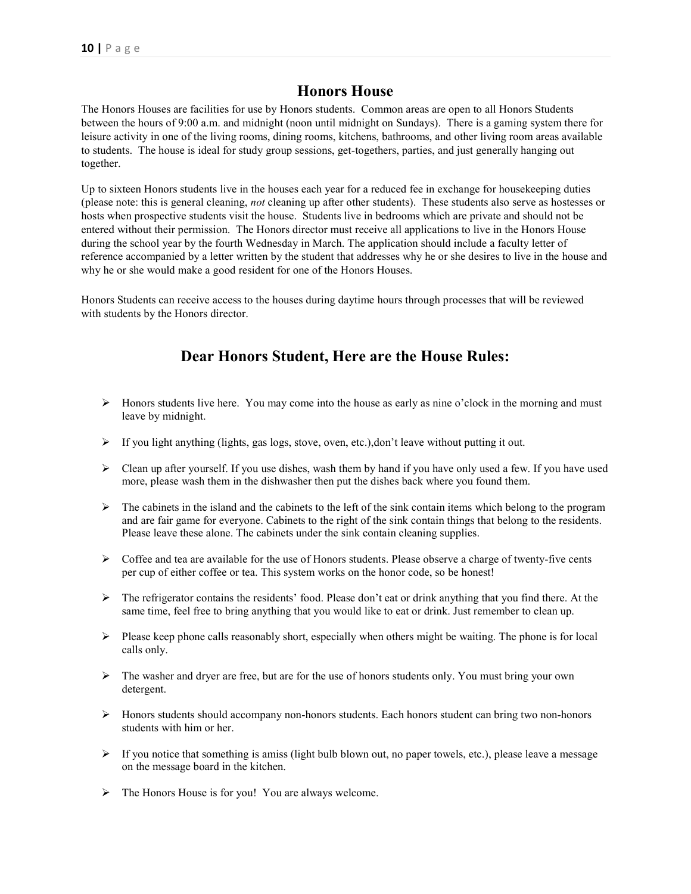## Honors House

The Honors Houses are facilities for use by Honors students. Common areas are open to all Honors Students between the hours of 9:00 a.m. and midnight (noon until midnight on Sundays). There is a gaming system there for leisure activity in one of the living rooms, dining rooms, kitchens, bathrooms, and other living room areas available to students. The house is ideal for study group sessions, get-togethers, parties, and just generally hanging out together.

Up to sixteen Honors students live in the houses each year for a reduced fee in exchange for housekeeping duties (please note: this is general cleaning, *not* cleaning up after other students). These students also serve as hostesses or hosts when prospective students visit the house. Students live in bedrooms which are private and should not be entered without their permission. The Honors director must receive all applications to live in the Honors House during the school year by the fourth Wednesday in March. The application should include a faculty letter of reference accompanied by a letter written by the student that addresses why he or she desires to live in the house and why he or she would make a good resident for one of the Honors Houses.

Honors Students can receive access to the houses during daytime hours through processes that will be reviewed with students by the Honors director.

## Dear Honors Student, Here are the House Rules:

- Honors students live here. You may come into the house as early as nine o'clock in the morning and must leave by midnight.
- If you light anything (lights, gas logs, stove, oven, etc.),don't leave without putting it out.
- Clean up after yourself. If you use dishes, wash them by hand if you have only used a few. If you have used more, please wash them in the dishwasher then put the dishes back where you found them.
- The cabinets in the island and the cabinets to the left of the sink contain items which belong to the program and are fair game for everyone. Cabinets to the right of the sink contain things that belong to the residents. Please leave these alone. The cabinets under the sink contain cleaning supplies.
- Coffee and tea are available for the use of Honors students. Please observe a charge of twenty-five cents per cup of either coffee or tea. This system works on the honor code, so be honest!
- The refrigerator contains the residents' food. Please don't eat or drink anything that you find there. At the same time, feel free to bring anything that you would like to eat or drink. Just remember to clean up.
- Please keep phone calls reasonably short, especially when others might be waiting. The phone is for local calls only.
- The washer and dryer are free, but are for the use of honors students only. You must bring your own detergent.
- Honors students should accompany non-honors students. Each honors student can bring two non-honors students with him or her.
- If you notice that something is amiss (light bulb blown out, no paper towels, etc.), please leave a message on the message board in the kitchen.
- The Honors House is for you! You are always welcome.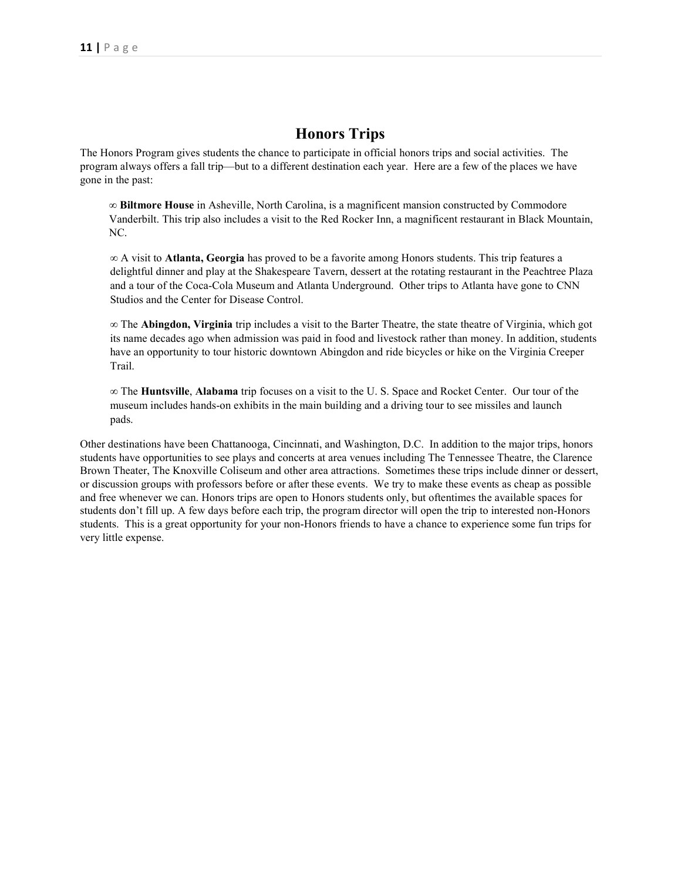# Honors Trips

The Honors Program gives students the chance to participate in official honors trips and social activities. The program always offers a fall trip—but to a different destination each year. Here are a few of the places we have gone in the past:

∞ **Biltmore House** in Asheville, North Carolina, is a magnificent mansion constructed by Commodore Vanderbilt. This trip also includes a visit to the Red Rocker Inn, a magnificent restaurant in Black Mountain, NC.

∞ A visit to **Atlanta, Georgia** has proved to be a favorite among Honors students. This trip features a delightful dinner and play at the Shakespeare Tavern, dessert at the rotating restaurant in the Peachtree Plaza and a tour of the Coca-Cola Museum and Atlanta Underground. Other trips to Atlanta have gone to CNN Studios and the Center for Disease Control.

∞ The **Abingdon, Virginia** trip includes a visit to the Barter Theatre, the state theatre of Virginia, which got its name decades ago when admission was paid in food and livestock rather than money. In addition, students have an opportunity to tour historic downtown Abingdon and ride bicycles or hike on the Virginia Creeper Trail.

∞ The **Huntsville**, **Alabama** trip focuses on a visit to the U. S. Space and Rocket Center. Our tour of the museum includes hands-on exhibits in the main building and a driving tour to see missiles and launch pads.

Other destinations have been Chattanooga, Cincinnati, and Washington, D.C. In addition to the major trips, honors students have opportunities to see plays and concerts at area venues including The Tennessee Theatre, the Clarence Brown Theater, The Knoxville Coliseum and other area attractions. Sometimes these trips include dinner or dessert, or discussion groups with professors before or after these events. We try to make these events as cheap as possible and free whenever we can. Honors trips are open to Honors students only, but oftentimes the available spaces for students don't fill up. A few days before each trip, the program director will open the trip to interested non-Honors students. This is a great opportunity for your non-Honors friends to have a chance to experience some fun trips for very little expense.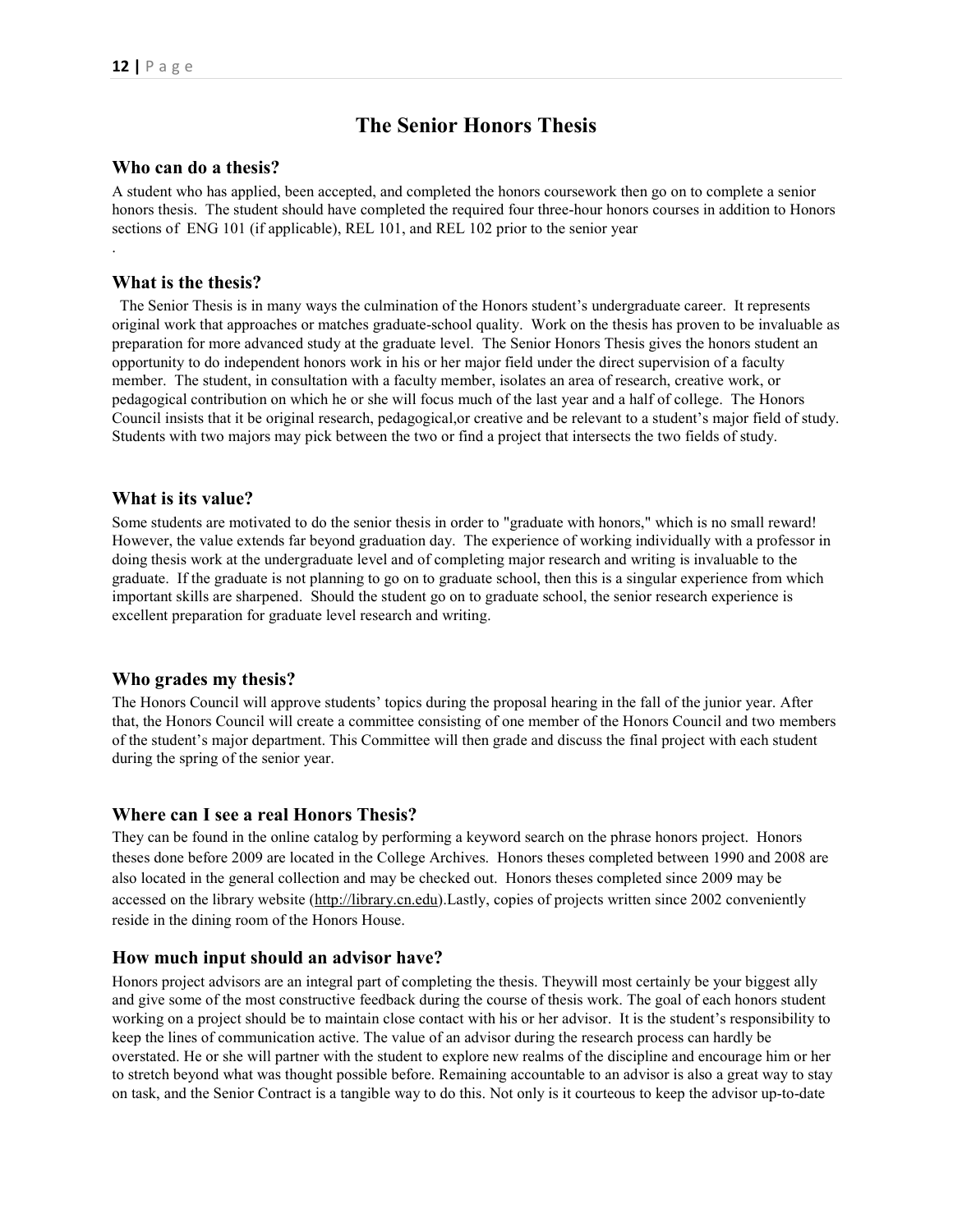# The Senior Honors Thesis

### Who can do a thesis?

A student who has applied, been accepted, and completed the honors coursework then go on to complete a senior honors thesis. The student should have completed the required four three-hour honors courses in addition to Honors sections of ENG 101 (if applicable), REL 101, and REL 102 prior to the senior year

.

### What is the thesis?

The Senior Thesis is in many ways the culmination of the Honors student's undergraduate career. It represents original work that approaches or matches graduate-school quality. Work on the thesis has proven to be invaluable as preparation for more advanced study at the graduate level. The Senior Honors Thesis gives the honors student an opportunity to do independent honors work in his or her major field under the direct supervision of a faculty member. The student, in consultation with a faculty member, isolates an area of research, creative work, or pedagogical contribution on which he or she will focus much of the last year and a half of college. The Honors Council insists that it be original research, pedagogical,or creative and be relevant to a student's major field of study. Students with two majors may pick between the two or find a project that intersects the two fields of study.

### What is its value?

Some students are motivated to do the senior thesis in order to "graduate with honors," which is no small reward! However, the value extends far beyond graduation day. The experience of working individually with a professor in doing thesis work at the undergraduate level and of completing major research and writing is invaluable to the graduate. If the graduate is not planning to go on to graduate school, then this is a singular experience from which important skills are sharpened. Should the student go on to graduate school, the senior research experience is excellent preparation for graduate level research and writing.

### Who grades my thesis?

The Honors Council will approve students' topics during the proposal hearing in the fall of the junior year. After that, the Honors Council will create a committee consisting of one member of the Honors Council and two members of the student's major department. This Committee will then grade and discuss the final project with each student during the spring of the senior year.

### Where can I see a real Honors Thesis?

They can be found in the online catalog by performing a keyword search on the phrase honors project. Honors theses done before 2009 are located in the College Archives. Honors theses completed between 1990 and 2008 are also located in the general collection and may be checked out. Honors theses completed since 2009 may be accessed on the library website (http://library.cn.edu).Lastly, copies of projects written since 2002 conveniently reside in the dining room of the Honors House.

### How much input should an advisor have?

Honors project advisors are an integral part of completing the thesis. Theywill most certainly be your biggest ally and give some of the most constructive feedback during the course of thesis work. The goal of each honors student working on a project should be to maintain close contact with his or her advisor. It is the student's responsibility to keep the lines of communication active. The value of an advisor during the research process can hardly be overstated. He or she will partner with the student to explore new realms of the discipline and encourage him or her to stretch beyond what was thought possible before. Remaining accountable to an advisor is also a great way to stay on task, and the Senior Contract is a tangible way to do this. Not only is it courteous to keep the advisor up-to-date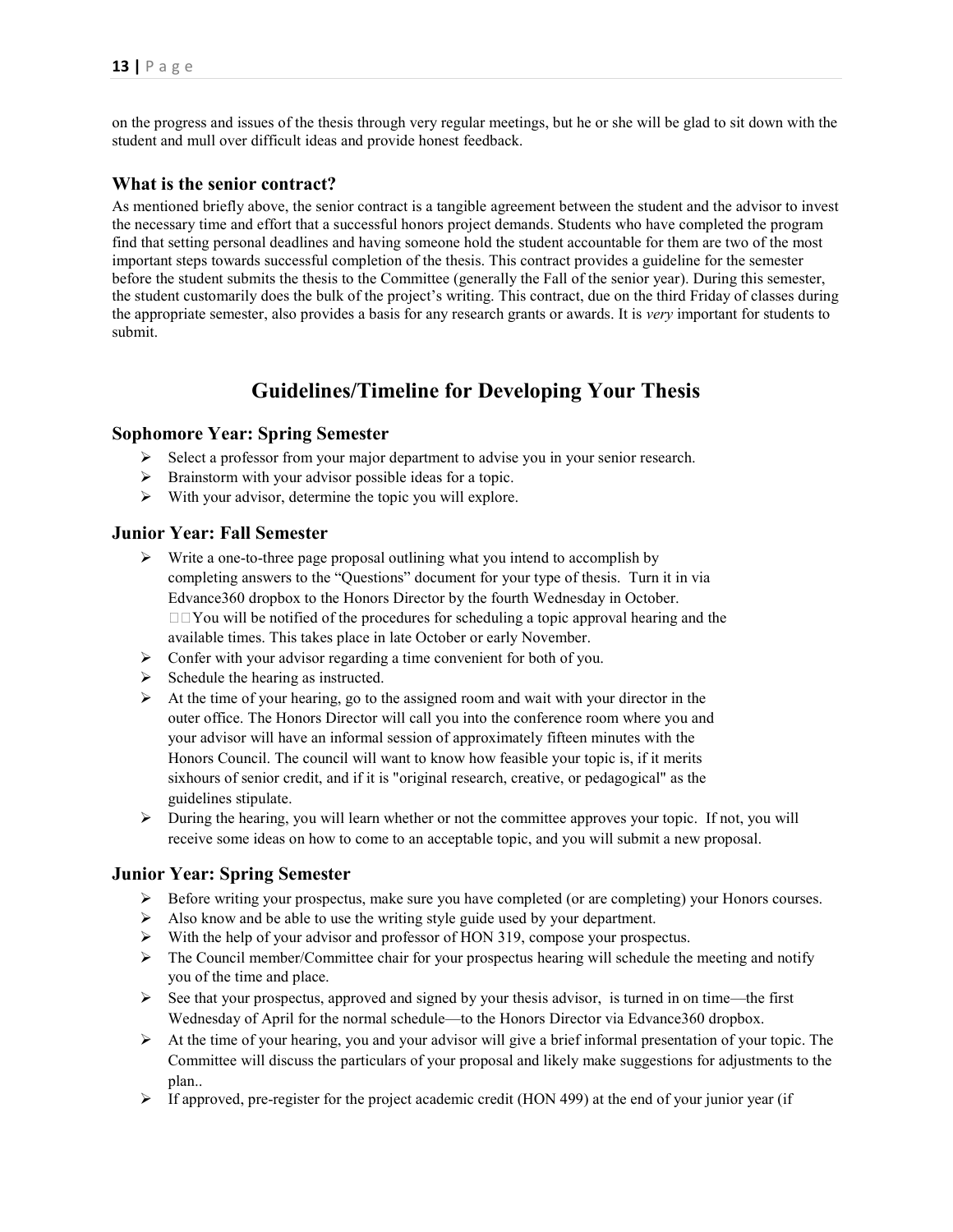on the progress and issues of the thesis through very regular meetings, but he or she will be glad to sit down with the student and mull over difficult ideas and provide honest feedback.

### What is the senior contract?

As mentioned briefly above, the senior contract is a tangible agreement between the student and the advisor to invest the necessary time and effort that a successful honors project demands. Students who have completed the program find that setting personal deadlines and having someone hold the student accountable for them are two of the most important steps towards successful completion of the thesis. This contract provides a guideline for the semester before the student submits the thesis to the Committee (generally the Fall of the senior year). During this semester, the student customarily does the bulk of the project's writing. This contract, due on the third Friday of classes during the appropriate semester, also provides a basis for any research grants or awards. It is *very* important for students to submit.

## Guidelines/Timeline for Developing Your Thesis

### Sophomore Year: Spring Semester

- Select a professor from your major department to advise you in your senior research.
- Brainstorm with your advisor possible ideas for a topic.
- With your advisor, determine the topic you will explore.

### Junior Year: Fall Semester

- Write a one-to-three page proposal outlining what you intend to accomplish by completing answers to the "Questions" document for your type of thesis. Turn it in via Edvance360 dropbox to the Honors Director by the fourth Wednesday in October. You will be notified of the procedures for scheduling a topic approval hearing and the available times. This takes place in late October or early November.
- Confer with your advisor regarding a time convenient for both of you.
- Schedule the hearing as instructed.
- At the time of your hearing, go to the assigned room and wait with your director in the outer office. The Honors Director will call you into the conference room where you and your advisor will have an informal session of approximately fifteen minutes with the Honors Council. The council will want to know how feasible your topic is, if it merits sixhours of senior credit, and if it is "original research, creative, or pedagogical" as the guidelines stipulate.
- During the hearing, you will learn whether or not the committee approves your topic. If not, you will receive some ideas on how to come to an acceptable topic, and you will submit a new proposal.

### Junior Year: Spring Semester

- Before writing your prospectus, make sure you have completed (or are completing) your Honors courses.
- Also know and be able to use the writing style guide used by your department.
- With the help of your advisor and professor of HON 319, compose your prospectus.
- The Council member/Committee chair for your prospectus hearing will schedule the meeting and notify you of the time and place.
- See that your prospectus, approved and signed by your thesis advisor, is turned in on time—the first Wednesday of April for the normal schedule—to the Honors Director via Edvance360 dropbox.
- At the time of your hearing, you and your advisor will give a brief informal presentation of your topic. The Committee will discuss the particulars of your proposal and likely make suggestions for adjustments to the plan..
- If approved, pre-register for the project academic credit (HON 499) at the end of your junior year (if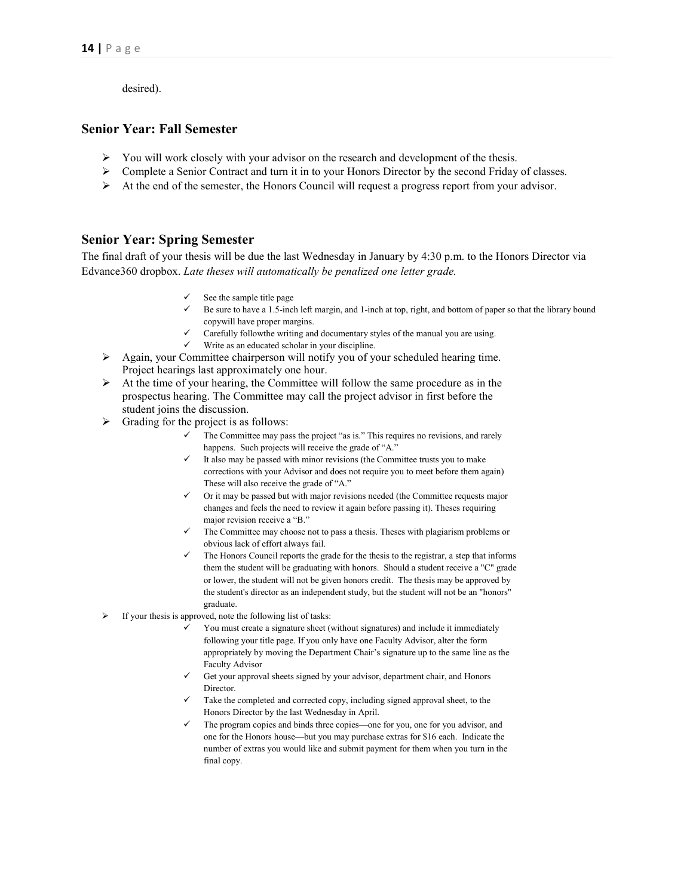desired).

## Senior Year: Fall Semester

- You will work closely with your advisor on the research and development of the thesis.
- Complete a Senior Contract and turn it in to your Honors Director by the second Friday of classes.
- At the end of the semester, the Honors Council will request a progress report from your advisor.

## Senior Year: Spring Semester

The final draft of your thesis will be due the last Wednesday in January by 4:30 p.m. to the Honors Director via Edvance360 dropbox. *Late theses will automatically be penalized one letter grade.*

- ✓ See the sample title page
- ✓ Be sure to have a 1.5-inch left margin, and 1-inch at top, right, and bottom of paper so that the library bound copywill have proper margins.
- ✓ Carefully followthe writing and documentary styles of the manual you are using.
- ✓ Write as an educated scholar in your discipline.

- Again, your Committee chairperson will notify you of your scheduled hearing time. Project hearings last approximately one hour.
- At the time of your hearing, the Committee will follow the same procedure as in the prospectus hearing. The Committee may call the project advisor in first before the student joins the discussion.
- Grading for the project is as follows:
  - ✓ The Committee may pass the project "as is." This requires no revisions, and rarely happens. Such projects will receive the grade of "A."
  - ✓ It also may be passed with minor revisions (the Committee trusts you to make corrections with your Advisor and does not require you to meet before them again) These will also receive the grade of "A."
  - ✓ Or it may be passed but with major revisions needed (the Committee requests major changes and feels the need to review it again before passing it). Theses requiring major revision receive a "B."
  - ✓ The Committee may choose not to pass a thesis. Theses with plagiarism problems or obvious lack of effort always fail.
  - ✓ The Honors Council reports the grade for the thesis to the registrar, a step that informs them the student will be graduating with honors. Should a student receive a "C" grade or lower, the student will not be given honors credit. The thesis may be approved by the student's director as an independent study, but the student will not be an "honors" graduate.
- If your thesis is approved, note the following list of tasks:
  - ✓ You must create a signature sheet (without signatures) and include it immediately following your title page. If you only have one Faculty Advisor, alter the form appropriately by moving the Department Chair's signature up to the same line as the Faculty Advisor
  - ✓ Get your approval sheets signed by your advisor, department chair, and Honors Director.
  - ✓ Take the completed and corrected copy, including signed approval sheet, to the Honors Director by the last Wednesday in April.
  - ✓ The program copies and binds three copies—one for you, one for you advisor, and one for the Honors house—but you may purchase extras for $16 each. Indicate the number of extras you would like and submit payment for them when you turn in the final copy.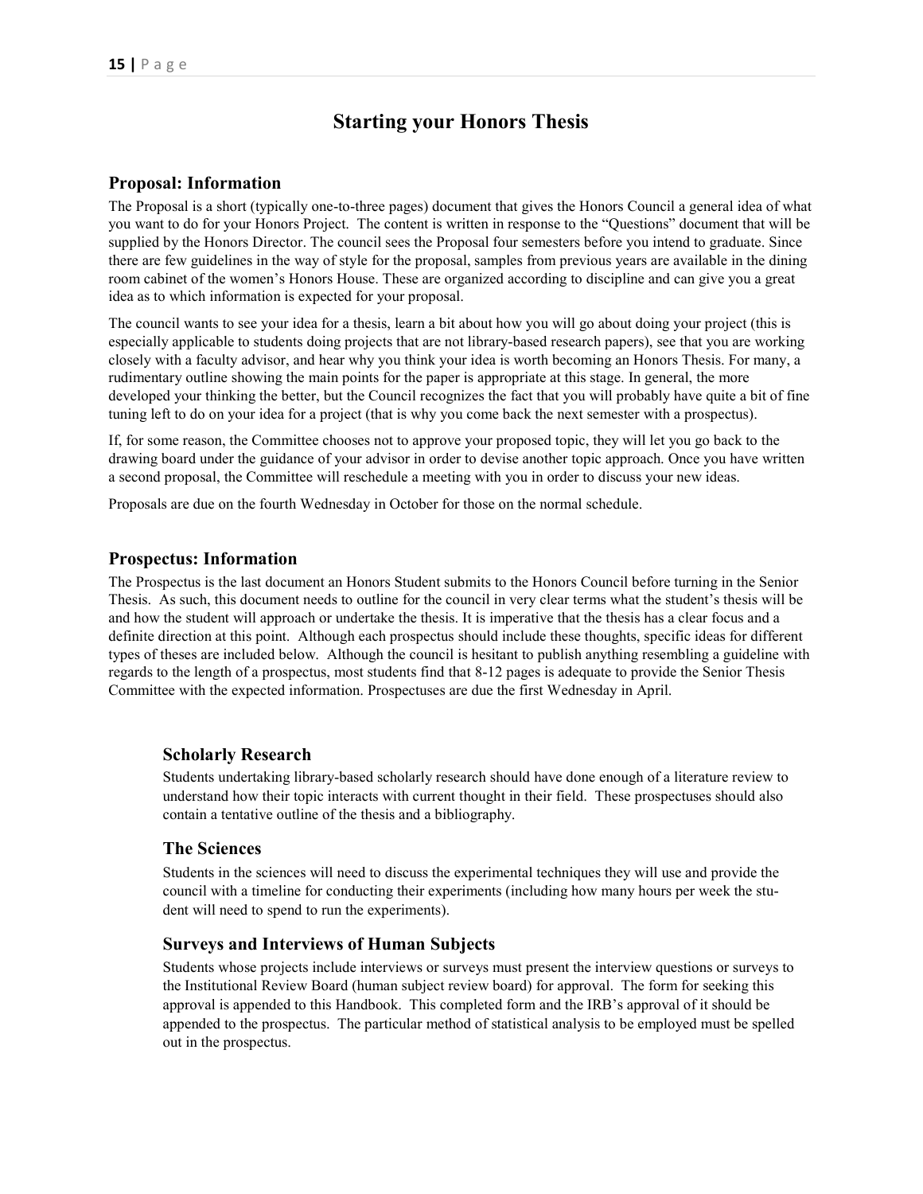# Starting your Honors Thesis

## Proposal: Information

The Proposal is a short (typically one-to-three pages) document that gives the Honors Council a general idea of what you want to do for your Honors Project. The content is written in response to the "Questions" document that will be supplied by the Honors Director. The council sees the Proposal four semesters before you intend to graduate. Since there are few guidelines in the way of style for the proposal, samples from previous years are available in the dining room cabinet of the women's Honors House. These are organized according to discipline and can give you a great idea as to which information is expected for your proposal.

The council wants to see your idea for a thesis, learn a bit about how you will go about doing your project (this is especially applicable to students doing projects that are not library-based research papers), see that you are working closely with a faculty advisor, and hear why you think your idea is worth becoming an Honors Thesis. For many, a rudimentary outline showing the main points for the paper is appropriate at this stage. In general, the more developed your thinking the better, but the Council recognizes the fact that you will probably have quite a bit of fine tuning left to do on your idea for a project (that is why you come back the next semester with a prospectus).

If, for some reason, the Committee chooses not to approve your proposed topic, they will let you go back to the drawing board under the guidance of your advisor in order to devise another topic approach. Once you have written a second proposal, the Committee will reschedule a meeting with you in order to discuss your new ideas.

Proposals are due on the fourth Wednesday in October for those on the normal schedule.

## Prospectus: Information

The Prospectus is the last document an Honors Student submits to the Honors Council before turning in the Senior Thesis. As such, this document needs to outline for the council in very clear terms what the student's thesis will be and how the student will approach or undertake the thesis. It is imperative that the thesis has a clear focus and a definite direction at this point. Although each prospectus should include these thoughts, specific ideas for different types of theses are included below. Although the council is hesitant to publish anything resembling a guideline with regards to the length of a prospectus, most students find that 8-12 pages is adequate to provide the Senior Thesis Committee with the expected information. Prospectuses are due the first Wednesday in April.

### Scholarly Research

Students undertaking library-based scholarly research should have done enough of a literature review to understand how their topic interacts with current thought in their field. These prospectuses should also contain a tentative outline of the thesis and a bibliography.

### The Sciences

Students in the sciences will need to discuss the experimental techniques they will use and provide the council with a timeline for conducting their experiments (including how many hours per week the student will need to spend to run the experiments).

### Surveys and Interviews of Human Subjects

Students whose projects include interviews or surveys must present the interview questions or surveys to the Institutional Review Board (human subject review board) for approval. The form for seeking this approval is appended to this Handbook. This completed form and the IRB's approval of it should be appended to the prospectus. The particular method of statistical analysis to be employed must be spelled out in the prospectus.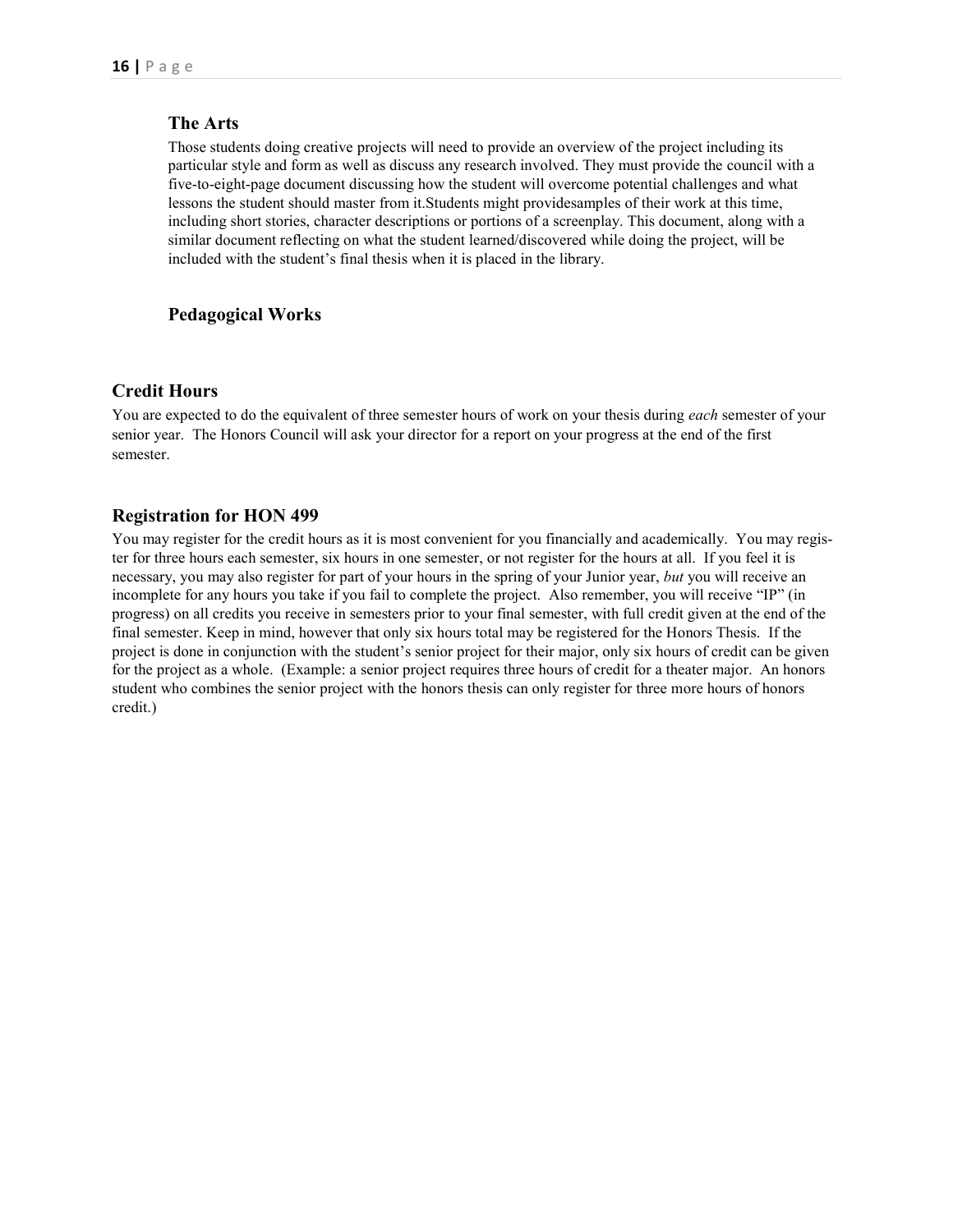### The Arts

Those students doing creative projects will need to provide an overview of the project including its particular style and form as well as discuss any research involved. They must provide the council with a five-to-eight-page document discussing how the student will overcome potential challenges and what lessons the student should master from it.Students might providesamples of their work at this time, including short stories, character descriptions or portions of a screenplay. This document, along with a similar document reflecting on what the student learned/discovered while doing the project, will be included with the student's final thesis when it is placed in the library.

### Pedagogical Works

## Credit Hours

You are expected to do the equivalent of three semester hours of work on your thesis during *each* semester of your senior year. The Honors Council will ask your director for a report on your progress at the end of the first semester.

## Registration for HON 499

You may register for the credit hours as it is most convenient for you financially and academically. You may register for three hours each semester, six hours in one semester, or not register for the hours at all. If you feel it is necessary, you may also register for part of your hours in the spring of your Junior year, *but* you will receive an incomplete for any hours you take if you fail to complete the project. Also remember, you will receive "IP" (in progress) on all credits you receive in semesters prior to your final semester, with full credit given at the end of the final semester. Keep in mind, however that only six hours total may be registered for the Honors Thesis. If the project is done in conjunction with the student's senior project for their major, only six hours of credit can be given for the project as a whole. (Example: a senior project requires three hours of credit for a theater major. An honors student who combines the senior project with the honors thesis can only register for three more hours of honors credit.)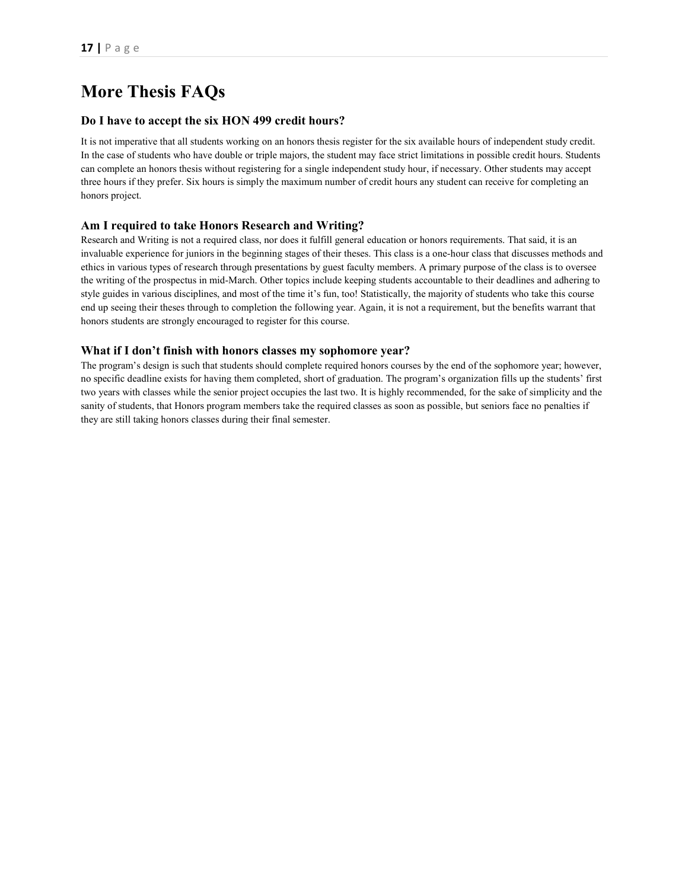# More Thesis FAQs

## Do I have to accept the six HON 499 credit hours?

It is not imperative that all students working on an honors thesis register for the six available hours of independent study credit. In the case of students who have double or triple majors, the student may face strict limitations in possible credit hours. Students can complete an honors thesis without registering for a single independent study hour, if necessary. Other students may accept three hours if they prefer. Six hours is simply the maximum number of credit hours any student can receive for completing an honors project.

## Am I required to take Honors Research and Writing?

Research and Writing is not a required class, nor does it fulfill general education or honors requirements. That said, it is an invaluable experience for juniors in the beginning stages of their theses. This class is a one-hour class that discusses methods and ethics in various types of research through presentations by guest faculty members. A primary purpose of the class is to oversee the writing of the prospectus in mid-March. Other topics include keeping students accountable to their deadlines and adhering to style guides in various disciplines, and most of the time it's fun, too! Statistically, the majority of students who take this course end up seeing their theses through to completion the following year. Again, it is not a requirement, but the benefits warrant that honors students are strongly encouraged to register for this course.

## What if I don't finish with honors classes my sophomore year?

The program's design is such that students should complete required honors courses by the end of the sophomore year; however, no specific deadline exists for having them completed, short of graduation. The program's organization fills up the students' first two years with classes while the senior project occupies the last two. It is highly recommended, for the sake of simplicity and the sanity of students, that Honors program members take the required classes as soon as possible, but seniors face no penalties if they are still taking honors classes during their final semester.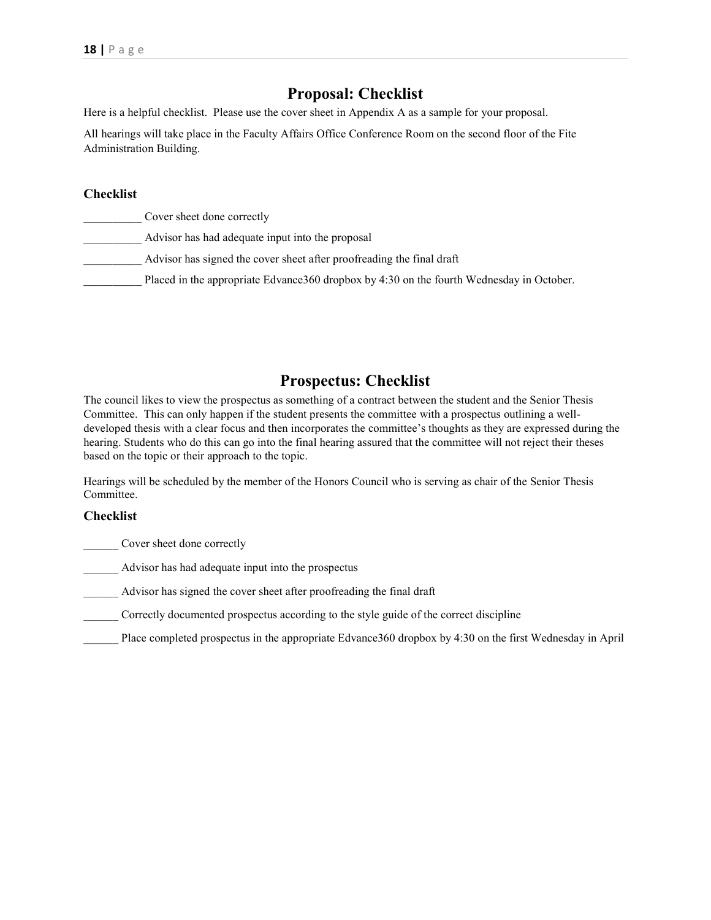## Proposal: Checklist

Here is a helpful checklist. Please use the cover sheet in Appendix A as a sample for your proposal.

All hearings will take place in the Faculty Affairs Office Conference Room on the second floor of the Fite Administration Building.

### Checklist

__________ Cover sheet done correctly

__________ Advisor has had adequate input into the proposal

__________ Advisor has signed the cover sheet after proofreading the final draft

__________ Placed in the appropriate Edvance360 dropbox by 4:30 on the fourth Wednesday in October.

## Prospectus: Checklist

The council likes to view the prospectus as something of a contract between the student and the Senior Thesis Committee. This can only happen if the student presents the committee with a prospectus outlining a well-developed thesis with a clear focus and then incorporates the committee's thoughts as they are expressed during the hearing. Students who do this can go into the final hearing assured that the committee will not reject their theses based on the topic or their approach to the topic.

Hearings will be scheduled by the member of the Honors Council who is serving as chair of the Senior Thesis Committee.

### Checklist

______ Cover sheet done correctly

______ Advisor has had adequate input into the prospectus

______ Advisor has signed the cover sheet after proofreading the final draft

______ Correctly documented prospectus according to the style guide of the correct discipline

______ Place completed prospectus in the appropriate Edvance360 dropbox by 4:30 on the first Wednesday in April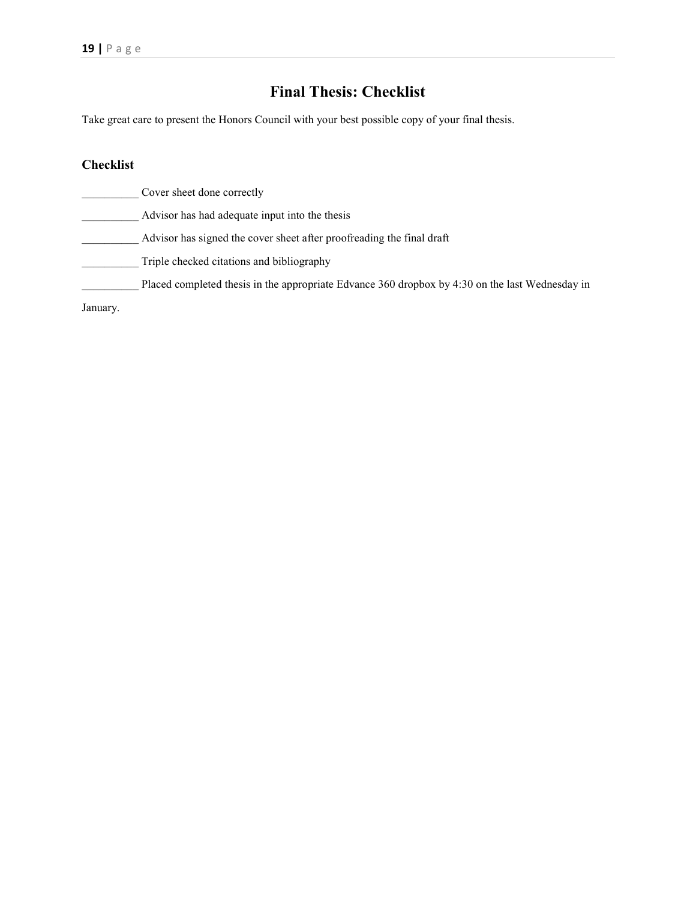# Final Thesis: Checklist

Take great care to present the Honors Council with your best possible copy of your final thesis.

## Checklist

__________ Cover sheet done correctly

__________ Advisor has had adequate input into the thesis

__________ Advisor has signed the cover sheet after proofreading the final draft

__________ Triple checked citations and bibliography

__________ Placed completed thesis in the appropriate Edvance 360 dropbox by 4:30 on the last Wednesday in January.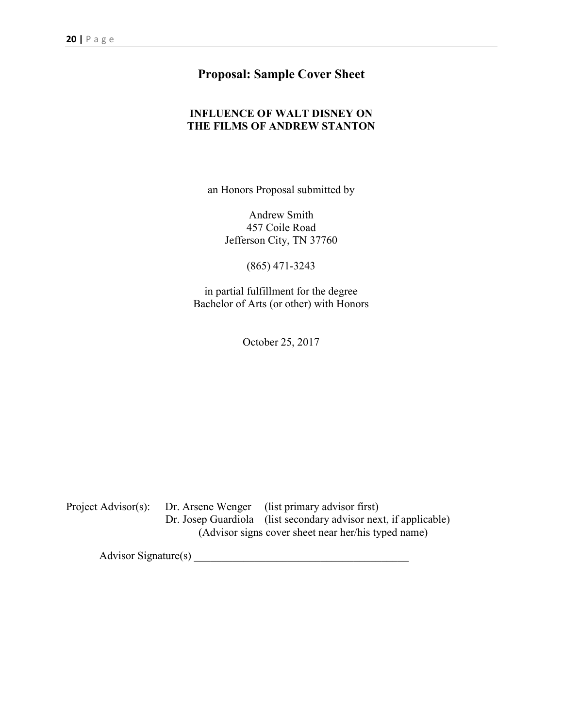## Proposal: Sample Cover Sheet

**INFLUENCE OF WALT DISNEY ON**
**THE FILMS OF ANDREW STANTON**

an Honors Proposal submitted by

Andrew Smith
457 Coile Road
Jefferson City, TN 37760

(865) 471-3243

in partial fulfillment for the degree
Bachelor of Arts (or other) with Honors

October 25, 2017

Project Advisor(s): Dr. Arsene Wenger (list primary advisor first)
Dr. Josep Guardiola (list secondary advisor next, if applicable)
(Advisor signs cover sheet near her/his typed name)

Advisor Signature(s) ________________________________________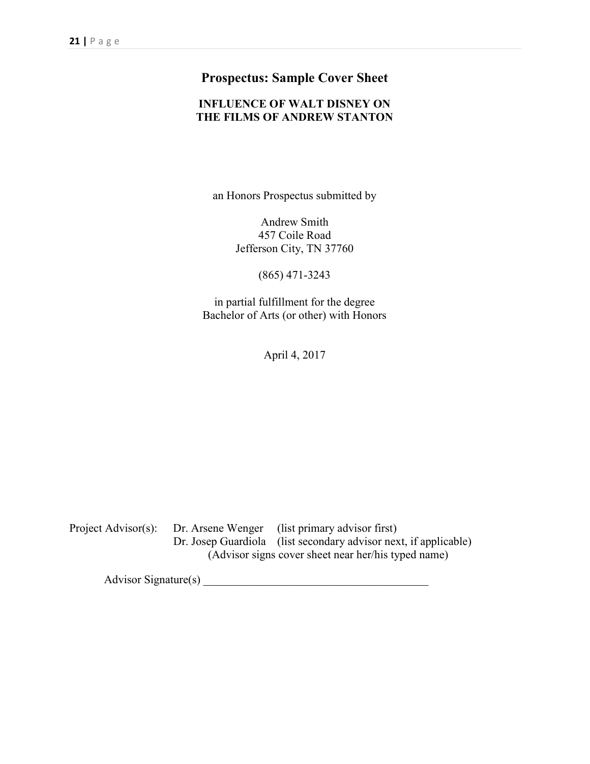## Prospectus: Sample Cover Sheet

**INFLUENCE OF WALT DISNEY ON**
**THE FILMS OF ANDREW STANTON**

an Honors Prospectus submitted by

Andrew Smith
457 Coile Road
Jefferson City, TN 37760

(865) 471-3243

in partial fulfillment for the degree
Bachelor of Arts (or other) with Honors

April 4, 2017

Project Advisor(s): Dr. Arsene Wenger (list primary advisor first)
Dr. Josep Guardiola (list secondary advisor next, if applicable)
(Advisor signs cover sheet near her/his typed name)

Advisor Signature(s) ______________________________________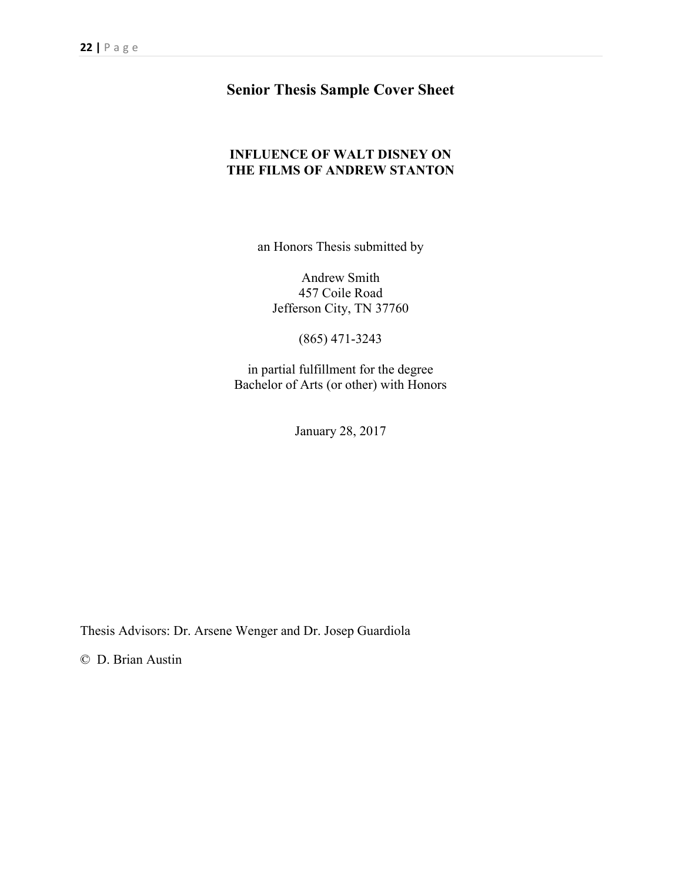# Senior Thesis Sample Cover Sheet

**INFLUENCE OF WALT DISNEY ON**
**THE FILMS OF ANDREW STANTON**

an Honors Thesis submitted by

Andrew Smith
457 Coile Road
Jefferson City, TN 37760

(865) 471-3243

in partial fulfillment for the degree
Bachelor of Arts (or other) with Honors

January 28, 2017

Thesis Advisors: Dr. Arsene Wenger and Dr. Josep Guardiola

© D. Brian Austin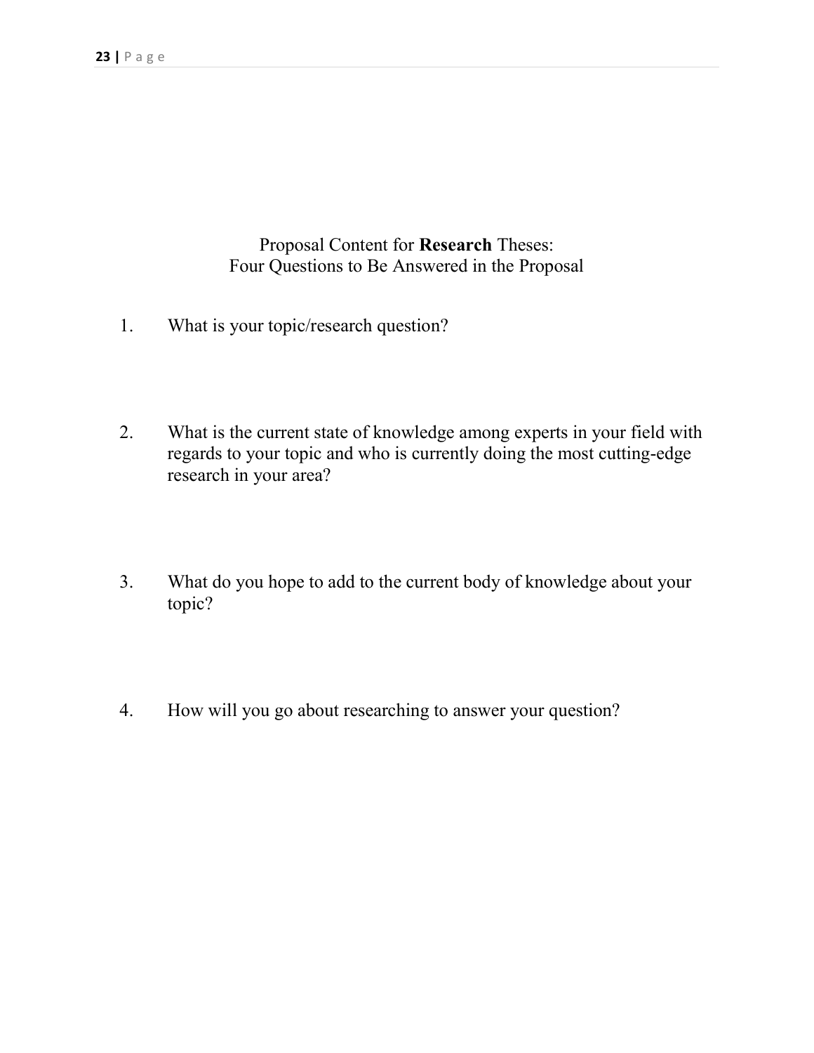## Proposal Content for **Research** Theses: Four Questions to Be Answered in the Proposal

1. What is your topic/research question?

2. What is the current state of knowledge among experts in your field with regards to your topic and who is currently doing the most cutting-edge research in your area?

3. What do you hope to add to the current body of knowledge about your topic?

4. How will you go about researching to answer your question?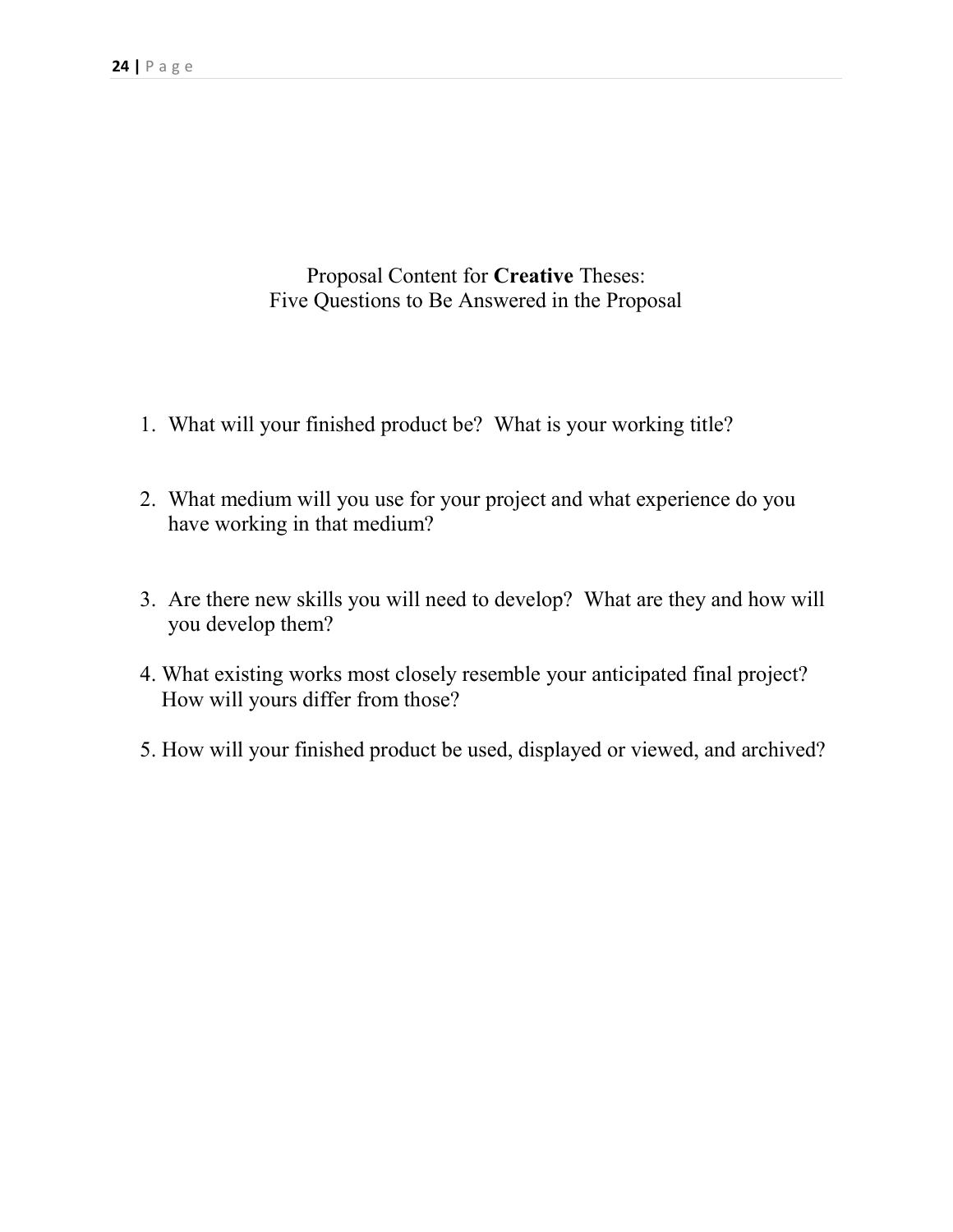## Proposal Content for **Creative** Theses: Five Questions to Be Answered in the Proposal

1. What will your finished product be? What is your working title?

2. What medium will you use for your project and what experience do you have working in that medium?

3. Are there new skills you will need to develop? What are they and how will you develop them?

4. What existing works most closely resemble your anticipated final project? How will yours differ from those?

5. How will your finished product be used, displayed or viewed, and archived?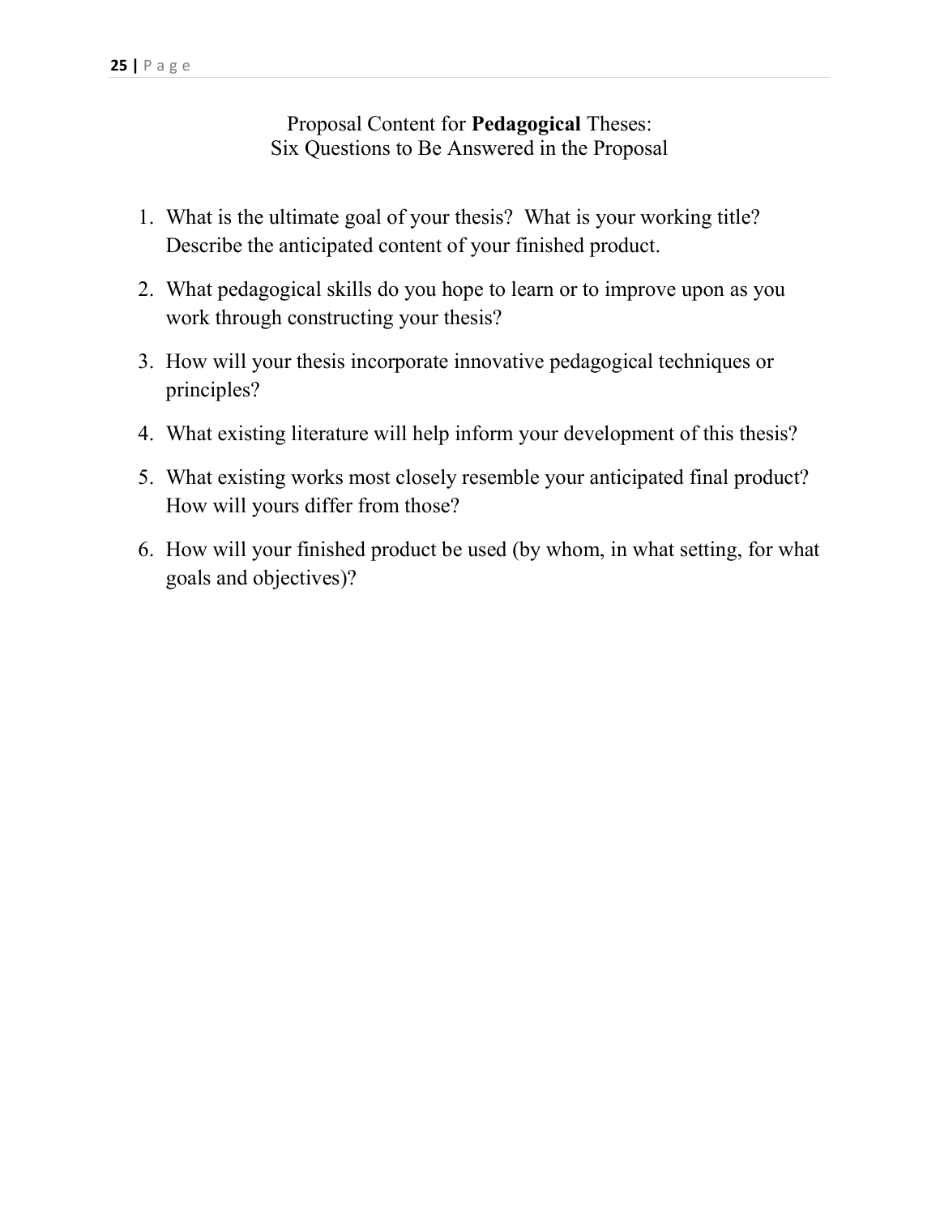## Proposal Content for **Pedagogical** Theses: Six Questions to Be Answered in the Proposal

1. What is the ultimate goal of your thesis? What is your working title? Describe the anticipated content of your finished product.
2. What pedagogical skills do you hope to learn or to improve upon as you work through constructing your thesis?
3. How will your thesis incorporate innovative pedagogical techniques or principles?
4. What existing literature will help inform your development of this thesis?
5. What existing works most closely resemble your anticipated final product? How will yours differ from those?
6. How will your finished product be used (by whom, in what setting, for what goals and objectives)?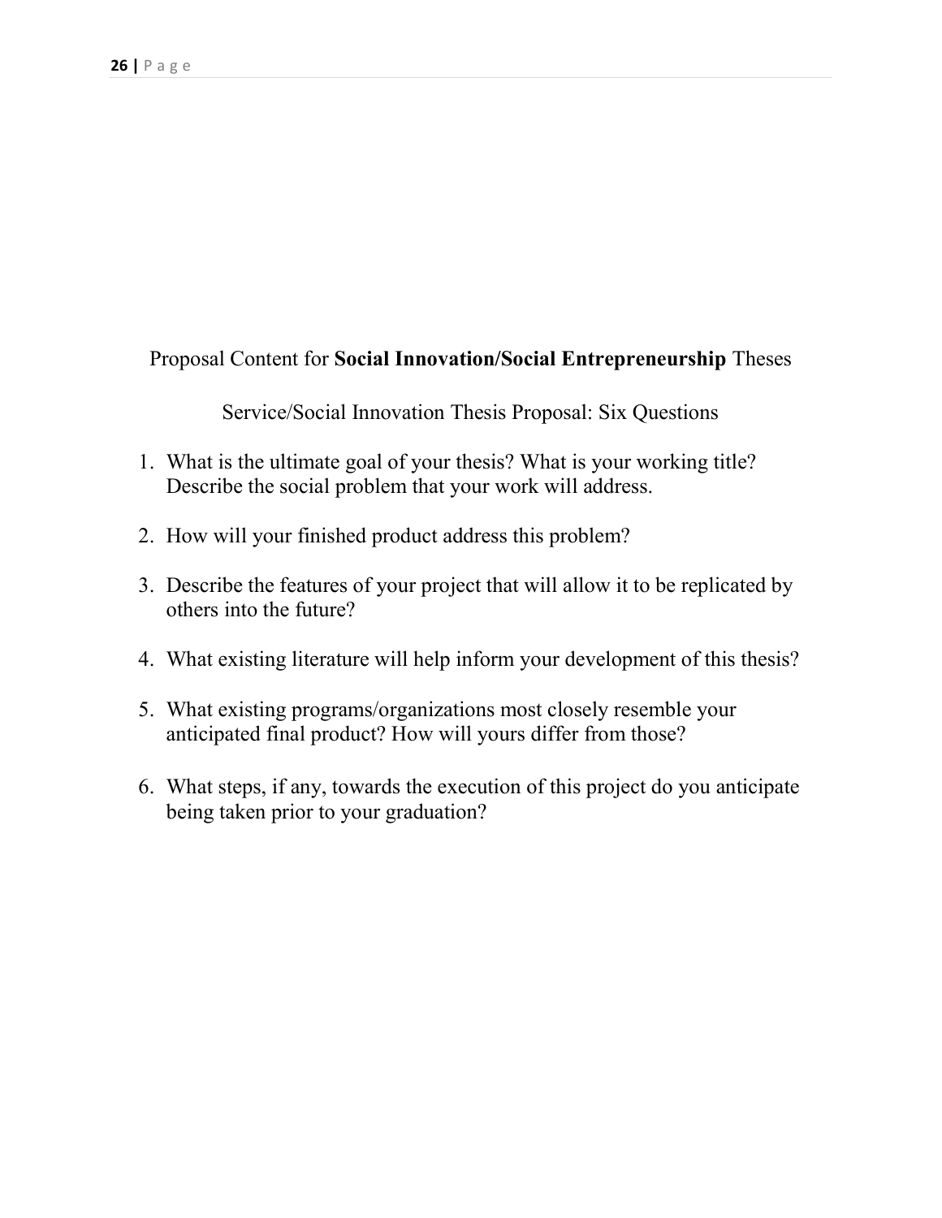Proposal Content for **Social Innovation/Social Entrepreneurship** Theses

Service/Social Innovation Thesis Proposal: Six Questions

1. What is the ultimate goal of your thesis? What is your working title? Describe the social problem that your work will address.

2. How will your finished product address this problem?

3. Describe the features of your project that will allow it to be replicated by others into the future?

4. What existing literature will help inform your development of this thesis?

5. What existing programs/organizations most closely resemble your anticipated final product? How will yours differ from those?

6. What steps, if any, towards the execution of this project do you anticipate being taken prior to your graduation?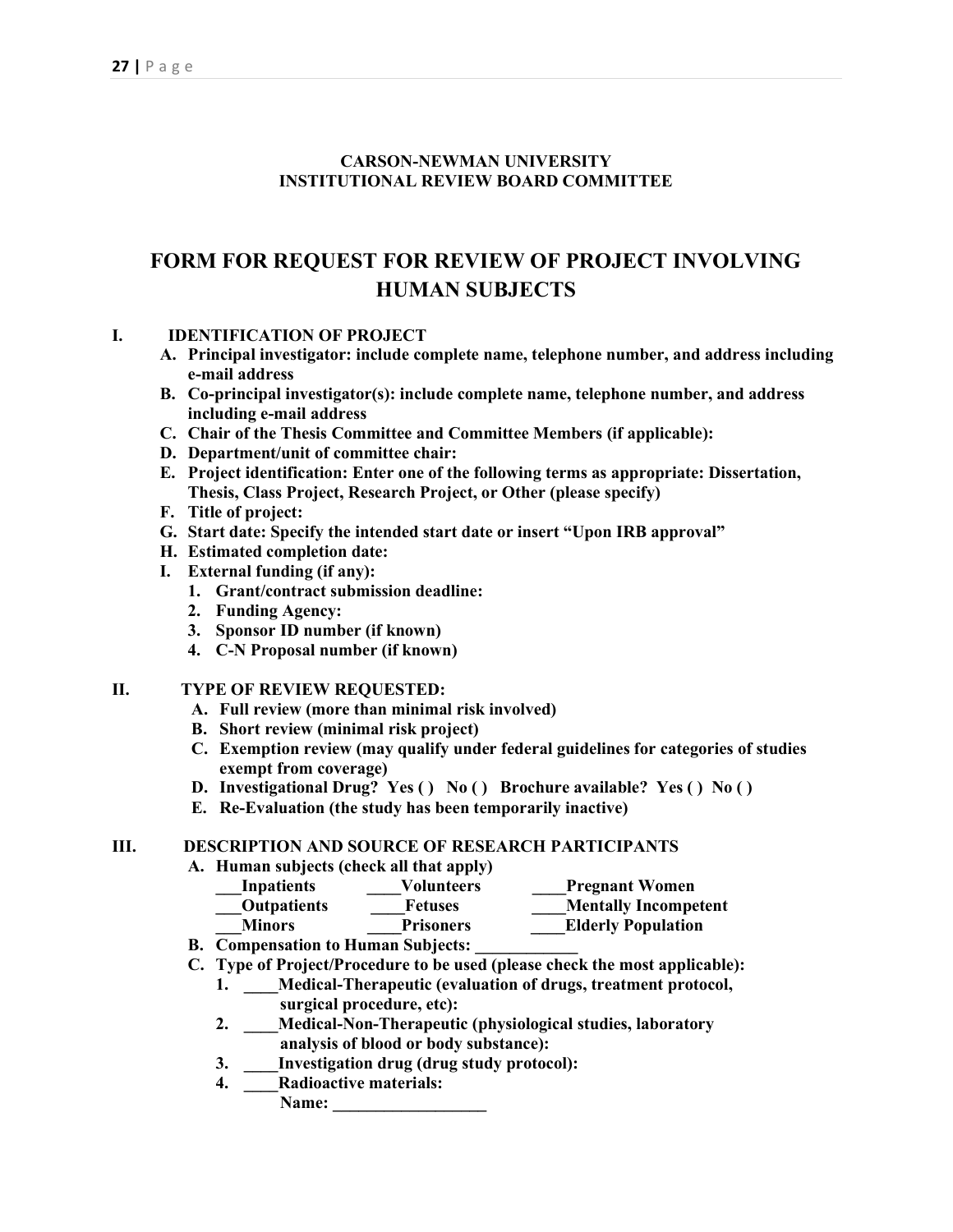**CARSON-NEWMAN UNIVERSITY**
**INSTITUTIONAL REVIEW BOARD COMMITTEE**

# FORM FOR REQUEST FOR REVIEW OF PROJECT INVOLVING HUMAN SUBJECTS

**I. IDENTIFICATION OF PROJECT**

A. **Principal investigator: include complete name, telephone number, and address including e-mail address**
B. **Co-principal investigator(s): include complete name, telephone number, and address including e-mail address**
C. **Chair of the Thesis Committee and Committee Members (if applicable):**
D. **Department/unit of committee chair:**
E. **Project identification: Enter one of the following terms as appropriate: Dissertation, Thesis, Class Project, Research Project, or Other (please specify)**
F. **Title of project:**
G. **Start date: Specify the intended start date or insert "Upon IRB approval"**
H. **Estimated completion date:**
I. **External funding (if any):**
   1. **Grant/contract submission deadline:**
   2. **Funding Agency:**
   3. **Sponsor ID number (if known)**
   4. **C-N Proposal number (if known)**

**II. TYPE OF REVIEW REQUESTED:**

A. **Full review (more than minimal risk involved)**
B. **Short review (minimal risk project)**
C. **Exemption review (may qualify under federal guidelines for categories of studies exempt from coverage)**
D. **Investigational Drug? Yes ( ) No ( ) Brochure available? Yes ( ) No ( )**
E. **Re-Evaluation (the study has been temporarily inactive)**

**III. DESCRIPTION AND SOURCE OF RESEARCH PARTICIPANTS**

A. **Human subjects (check all that apply)**

   **___Inpatients** **____Volunteers** **____Pregnant Women**
   **___Outpatients** **____Fetuses** **____Mentally Incompetent**
   **___Minors** **____Prisoners** **____Elderly Population**

B. **Compensation to Human Subjects: ____________**
C. **Type of Project/Procedure to be used (please check the most applicable):**
   1. **____Medical-Therapeutic (evaluation of drugs, treatment protocol, surgical procedure, etc):**
   2. **____Medical-Non-Therapeutic (physiological studies, laboratory analysis of blood or body substance):**
   3. **____Investigation drug (drug study protocol):**
   4. **____Radioactive materials:**
      **Name: __________________**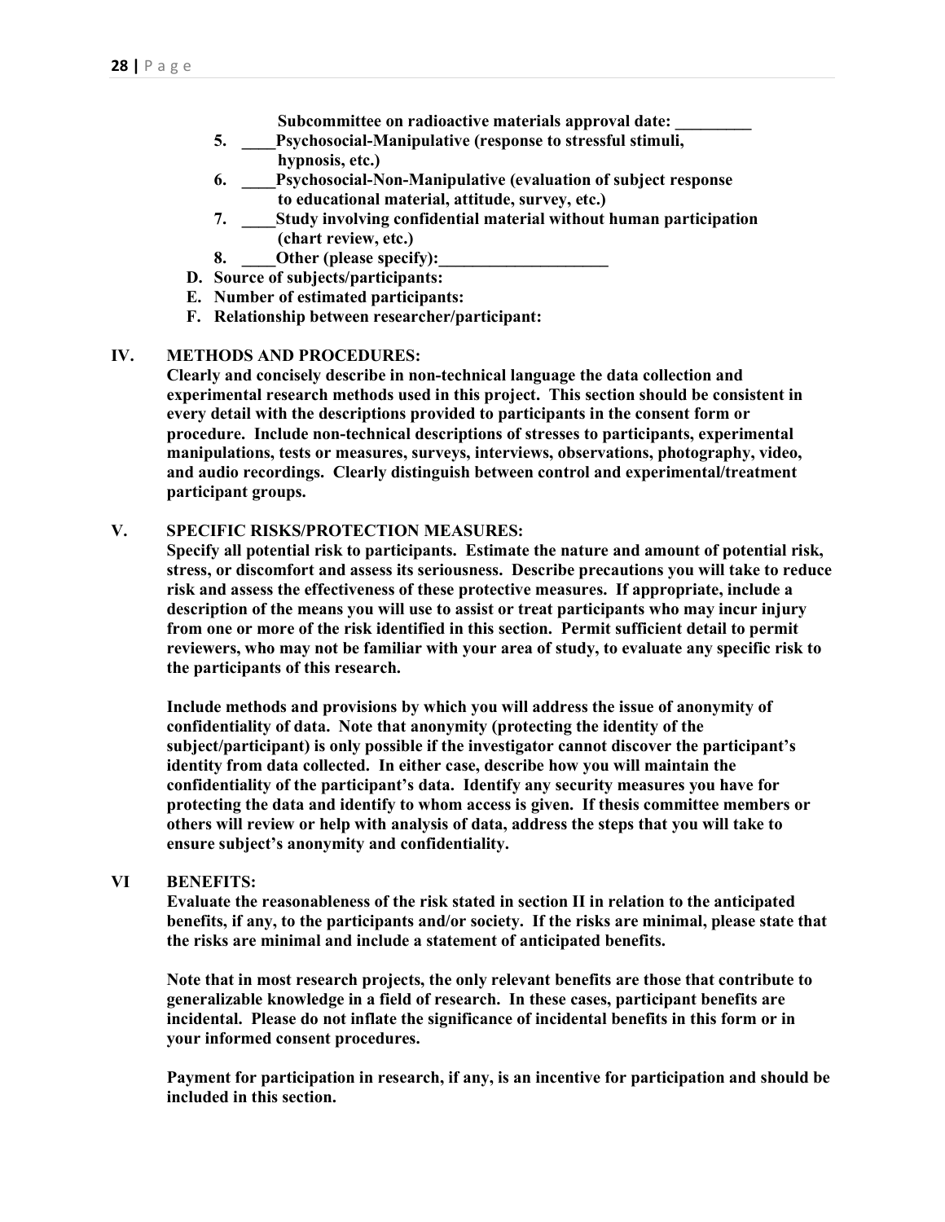**Subcommittee on radioactive materials approval date: _________**

5. **____Psychosocial-Manipulative (response to stressful stimuli, hypnosis, etc.)**
6. **____Psychosocial-Non-Manipulative (evaluation of subject response to educational material, attitude, survey, etc.)**
7. **____Study involving confidential material without human participation (chart review, etc.)**
8. **____Other (please specify):____________________**

**D. Source of subjects/participants:**

**E. Number of estimated participants:**

**F. Relationship between researcher/participant:**

## IV. METHODS AND PROCEDURES:

**Clearly and concisely describe in non-technical language the data collection and experimental research methods used in this project. This section should be consistent in every detail with the descriptions provided to participants in the consent form or procedure. Include non-technical descriptions of stresses to participants, experimental manipulations, tests or measures, surveys, interviews, observations, photography, video, and audio recordings. Clearly distinguish between control and experimental/treatment participant groups.**

## V. SPECIFIC RISKS/PROTECTION MEASURES:

**Specify all potential risk to participants. Estimate the nature and amount of potential risk, stress, or discomfort and assess its seriousness. Describe precautions you will take to reduce risk and assess the effectiveness of these protective measures. If appropriate, include a description of the means you will use to assist or treat participants who may incur injury from one or more of the risk identified in this section. Permit sufficient detail to permit reviewers, who may not be familiar with your area of study, to evaluate any specific risk to the participants of this research.**

**Include methods and provisions by which you will address the issue of anonymity of confidentiality of data. Note that anonymity (protecting the identity of the subject/participant) is only possible if the investigator cannot discover the participant's identity from data collected. In either case, describe how you will maintain the confidentiality of the participant's data. Identify any security measures you have for protecting the data and identify to whom access is given. If thesis committee members or others will review or help with analysis of data, address the steps that you will take to ensure subject's anonymity and confidentiality.**

## VI BENEFITS:

**Evaluate the reasonableness of the risk stated in section II in relation to the anticipated benefits, if any, to the participants and/or society. If the risks are minimal, please state that the risks are minimal and include a statement of anticipated benefits.**

**Note that in most research projects, the only relevant benefits are those that contribute to generalizable knowledge in a field of research. In these cases, participant benefits are incidental. Please do not inflate the significance of incidental benefits in this form or in your informed consent procedures.**

**Payment for participation in research, if any, is an incentive for participation and should be included in this section.**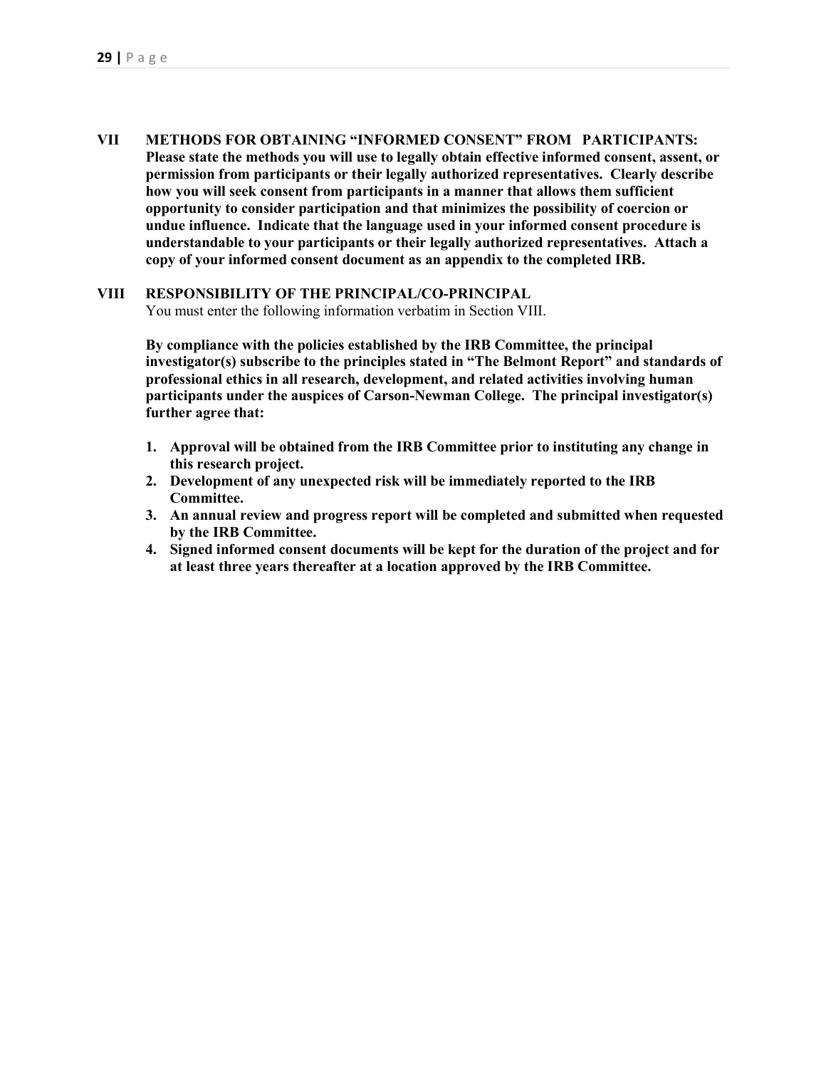## VII METHODS FOR OBTAINING "INFORMED CONSENT" FROM PARTICIPANTS:

**Please state the methods you will use to legally obtain effective informed consent, assent, or permission from participants or their legally authorized representatives. Clearly describe how you will seek consent from participants in a manner that allows them sufficient opportunity to consider participation and that minimizes the possibility of coercion or undue influence. Indicate that the language used in your informed consent procedure is understandable to your participants or their legally authorized representatives. Attach a copy of your informed consent document as an appendix to the completed IRB.**

## VIII RESPONSIBILITY OF THE PRINCIPAL/CO-PRINCIPAL

You must enter the following information verbatim in Section VIII.

**By compliance with the policies established by the IRB Committee, the principal investigator(s) subscribe to the principles stated in "The Belmont Report" and standards of professional ethics in all research, development, and related activities involving human participants under the auspices of Carson-Newman College. The principal investigator(s) further agree that:**

1. **Approval will be obtained from the IRB Committee prior to instituting any change in this research project.**
2. **Development of any unexpected risk will be immediately reported to the IRB Committee.**
3. **An annual review and progress report will be completed and submitted when requested by the IRB Committee.**
4. **Signed informed consent documents will be kept for the duration of the project and for at least three years thereafter at a location approved by the IRB Committee.**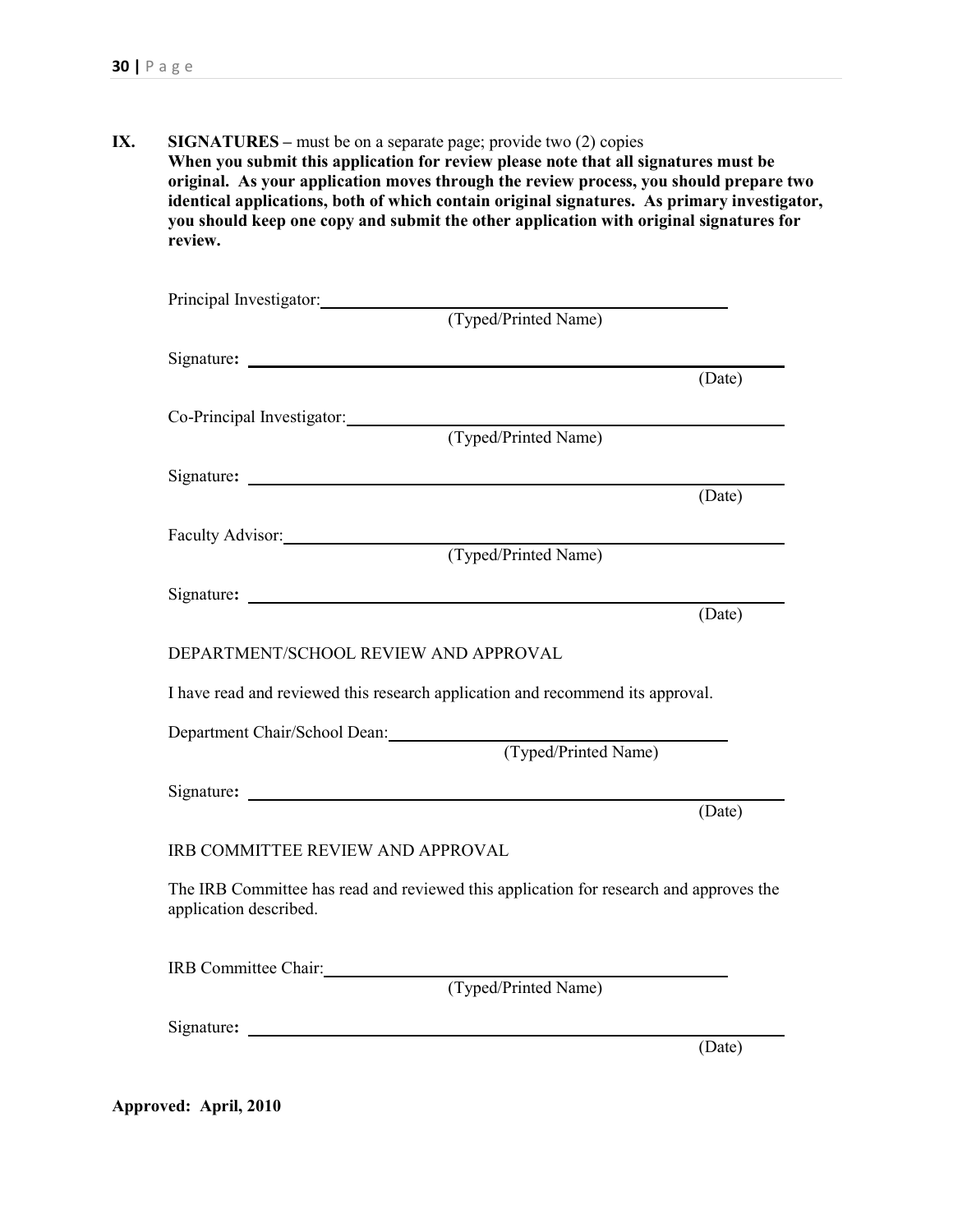**IX.** **SIGNATURES –** must be on a separate page; provide two (2) copies
**When you submit this application for review please note that all signatures must be original. As your application moves through the review process, you should prepare two identical applications, both of which contain original signatures. As primary investigator, you should keep one copy and submit the other application with original signatures for review.**

Principal Investigator: ______________________________
(Typed/Printed Name)

Signature**:** ______________________________
(Date)

Co-Principal Investigator: ______________________________
(Typed/Printed Name)

Signature**:** ______________________________
(Date)

Faculty Advisor: ______________________________
(Typed/Printed Name)

Signature**:** ______________________________
(Date)

DEPARTMENT/SCHOOL REVIEW AND APPROVAL

I have read and reviewed this research application and recommend its approval.

Department Chair/School Dean: ______________________________
(Typed/Printed Name)

Signature**:** ______________________________
(Date)

IRB COMMITTEE REVIEW AND APPROVAL

The IRB Committee has read and reviewed this application for research and approves the application described.

IRB Committee Chair: ______________________________
(Typed/Printed Name)

Signature**:** ______________________________
(Date)

**Approved: April, 2010**